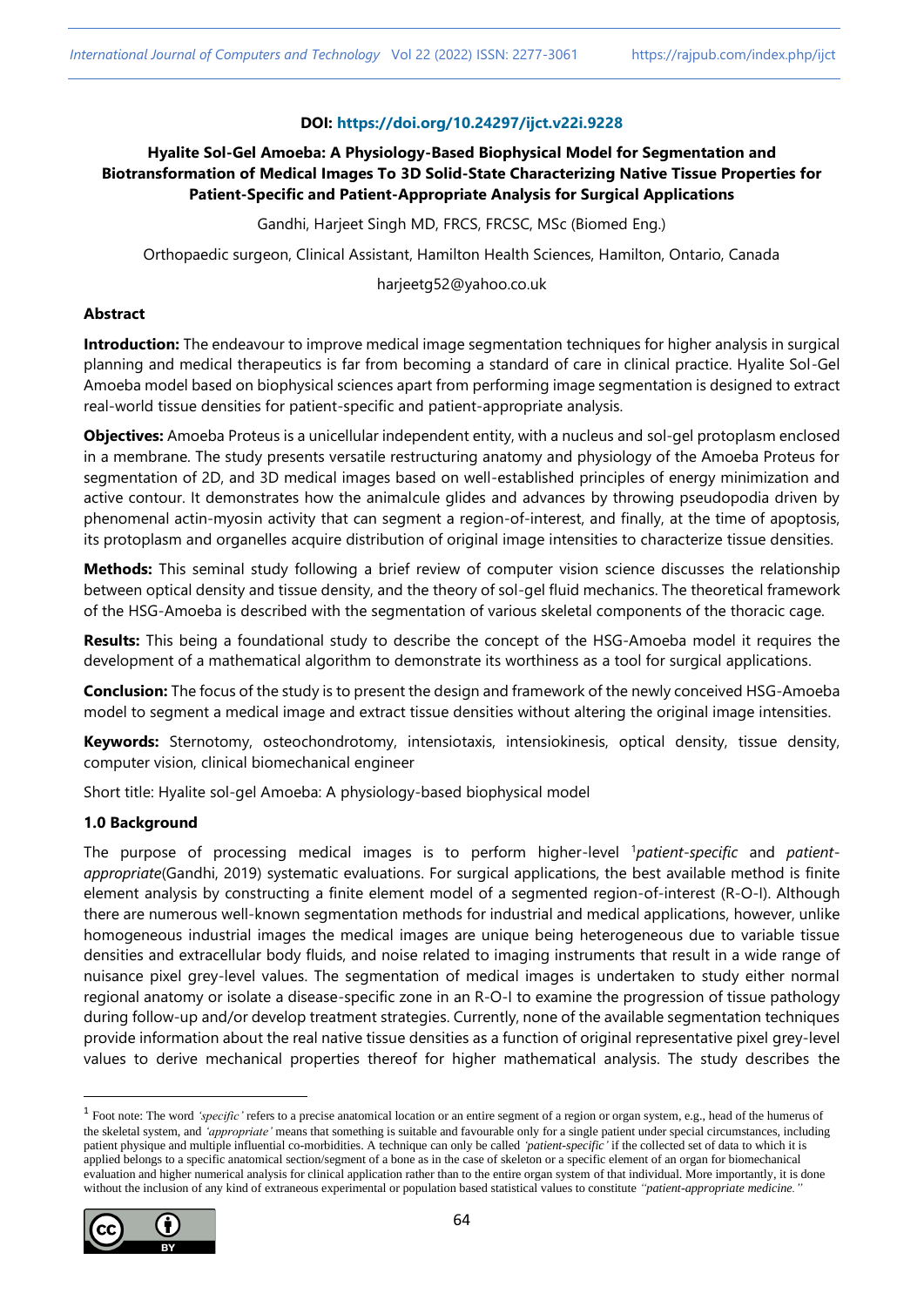**DOI: https://doi.org/10.24297/ijct.v22i.9228**

# Hyalite Sol-Gel Amoeba: A Physiology-Based Biophysical Model for Segmentation and Biotransformation of Medical Images To 3D Solid-State Characterizing Native Tissue Properties for Patient-Specific and Patient-Appropriate Analysis for Surgical Applications

Gandhi, Harjeet Singh MD, FRCS, FRCSC, MSc (Biomed Eng.)

Orthopaedic surgeon, Clinical Assistant, Hamilton Health Sciences, Hamilton, Ontario, Canada

harjeetg52@yahoo.co.uk

## Abstract

**Introduction:** The endeavour to improve medical image segmentation techniques for higher analysis in surgical planning and medical therapeutics is far from becoming a standard of care in clinical practice. Hyalite Sol-Gel Amoeba model based on biophysical sciences apart from performing image segmentation is designed to extract real-world tissue densities for patient-specific and patient-appropriate analysis.

**Objectives:** Amoeba Proteus is a unicellular independent entity, with a nucleus and sol-gel protoplasm enclosed in a membrane. The study presents versatile restructuring anatomy and physiology of the Amoeba Proteus for segmentation of 2D, and 3D medical images based on well-established principles of energy minimization and active contour. It demonstrates how the animalcule glides and advances by throwing pseudopodia driven by phenomenal actin-myosin activity that can segment a region-of-interest, and finally, at the time of apoptosis, its protoplasm and organelles acquire distribution of original image intensities to characterize tissue densities.

**Methods:** This seminal study following a brief review of computer vision science discusses the relationship between optical density and tissue density, and the theory of sol-gel fluid mechanics. The theoretical framework of the HSG-Amoeba is described with the segmentation of various skeletal components of the thoracic cage.

**Results:** This being a foundational study to describe the concept of the HSG-Amoeba model it requires the development of a mathematical algorithm to demonstrate its worthiness as a tool for surgical applications.

**Conclusion:** The focus of the study is to present the design and framework of the newly conceived HSG-Amoeba model to segment a medical image and extract tissue densities without altering the original image intensities.

**Keywords:** Sternotomy, osteochondrotomy, intensiotaxis, intensiokinesis, optical density, tissue density, computer vision, clinical biomechanical engineer

Short title: Hyalite sol-gel Amoeba: A physiology-based biophysical model

## 1.0 Background

The purpose of processing medical images is to perform higher-level [1]*patient-specific* and *patient-appropriate*(Gandhi, 2019) systematic evaluations. For surgical applications, the best available method is finite element analysis by constructing a finite element model of a segmented region-of-interest (R-O-I). Although there are numerous well-known segmentation methods for industrial and medical applications, however, unlike homogeneous industrial images the medical images are unique being heterogeneous due to variable tissue densities and extracellular body fluids, and noise related to imaging instruments that result in a wide range of nuisance pixel grey-level values. The segmentation of medical images is undertaken to study either normal regional anatomy or isolate a disease-specific zone in an R-O-I to examine the progression of tissue pathology during follow-up and/or develop treatment strategies. Currently, none of the available segmentation techniques provide information about the real native tissue densities as a function of original representative pixel grey-level values to derive mechanical properties thereof for higher mathematical analysis. The study describes the

[1] Foot note: The word *'specific'* refers to a precise anatomical location or an entire segment of a region or organ system, e.g., head of the humerus of the skeletal system, and *'appropriate'* means that something is suitable and favourable only for a single patient under special circumstances, including patient physique and multiple influential co-morbidities. A technique can only be called *'patient-specific'* if the collected set of data to which it is applied belongs to a specific anatomical section/segment of a bone as in the case of skeleton or a specific element of an organ for biomechanical evaluation and higher numerical analysis for clinical application rather than to the entire organ system of that individual. More importantly, it is done without the inclusion of any kind of extraneous experimental or population based statistical values to constitute *"patient-appropriate medicine."*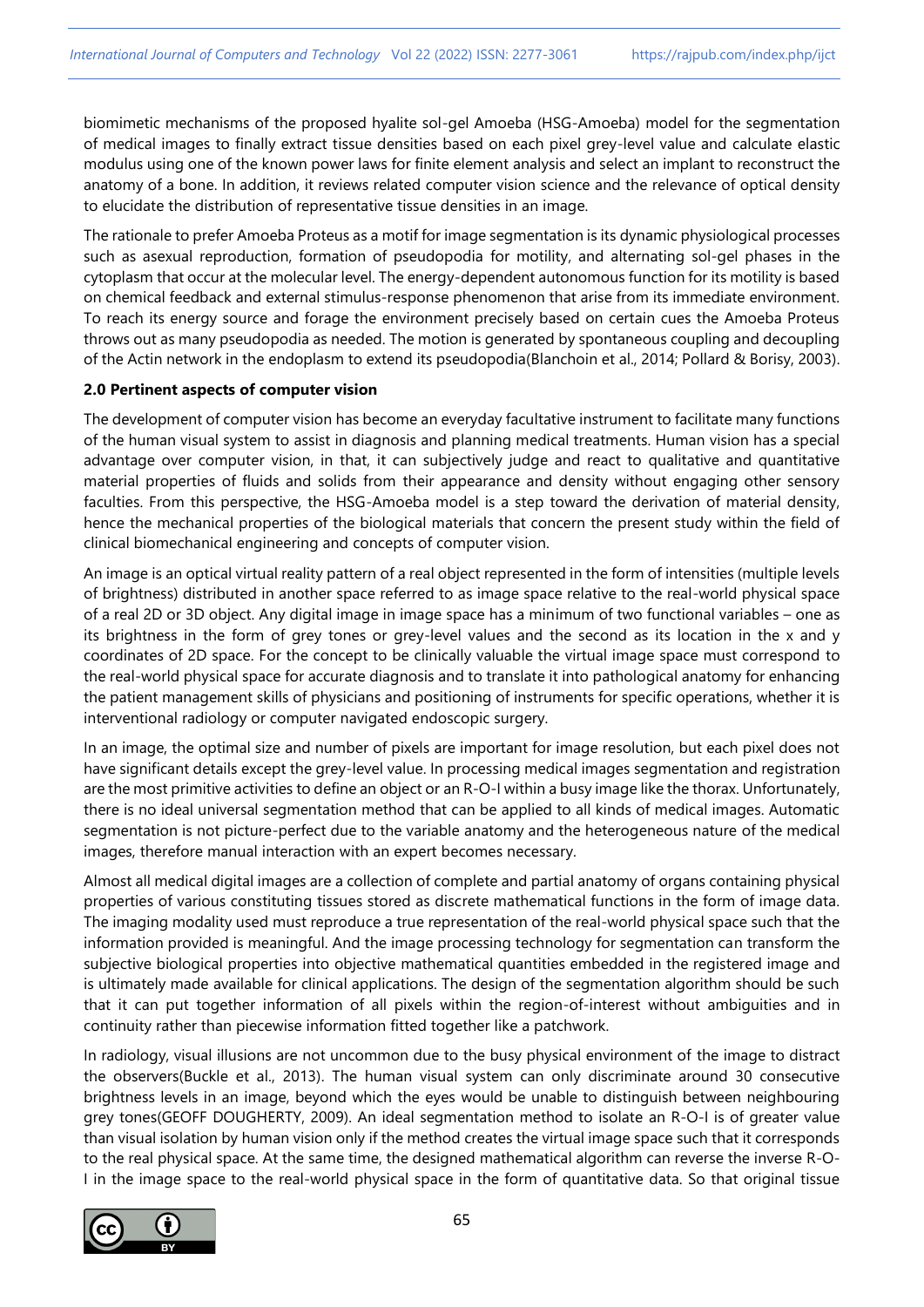biomimetic mechanisms of the proposed hyalite sol-gel Amoeba (HSG-Amoeba) model for the segmentation of medical images to finally extract tissue densities based on each pixel grey-level value and calculate elastic modulus using one of the known power laws for finite element analysis and select an implant to reconstruct the anatomy of a bone. In addition, it reviews related computer vision science and the relevance of optical density to elucidate the distribution of representative tissue densities in an image.

The rationale to prefer Amoeba Proteus as a motif for image segmentation is its dynamic physiological processes such as asexual reproduction, formation of pseudopodia for motility, and alternating sol-gel phases in the cytoplasm that occur at the molecular level. The energy-dependent autonomous function for its motility is based on chemical feedback and external stimulus-response phenomenon that arise from its immediate environment. To reach its energy source and forage the environment precisely based on certain cues the Amoeba Proteus throws out as many pseudopodia as needed. The motion is generated by spontaneous coupling and decoupling of the Actin network in the endoplasm to extend its pseudopodia(Blanchoin et al., 2014; Pollard & Borisy, 2003).

## 2.0 Pertinent aspects of computer vision

The development of computer vision has become an everyday facultative instrument to facilitate many functions of the human visual system to assist in diagnosis and planning medical treatments. Human vision has a special advantage over computer vision, in that, it can subjectively judge and react to qualitative and quantitative material properties of fluids and solids from their appearance and density without engaging other sensory faculties. From this perspective, the HSG-Amoeba model is a step toward the derivation of material density, hence the mechanical properties of the biological materials that concern the present study within the field of clinical biomechanical engineering and concepts of computer vision.

An image is an optical virtual reality pattern of a real object represented in the form of intensities (multiple levels of brightness) distributed in another space referred to as image space relative to the real-world physical space of a real 2D or 3D object. Any digital image in image space has a minimum of two functional variables – one as its brightness in the form of grey tones or grey-level values and the second as its location in the x and y coordinates of 2D space. For the concept to be clinically valuable the virtual image space must correspond to the real-world physical space for accurate diagnosis and to translate it into pathological anatomy for enhancing the patient management skills of physicians and positioning of instruments for specific operations, whether it is interventional radiology or computer navigated endoscopic surgery.

In an image, the optimal size and number of pixels are important for image resolution, but each pixel does not have significant details except the grey-level value. In processing medical images segmentation and registration are the most primitive activities to define an object or an R-O-I within a busy image like the thorax. Unfortunately, there is no ideal universal segmentation method that can be applied to all kinds of medical images. Automatic segmentation is not picture-perfect due to the variable anatomy and the heterogeneous nature of the medical images, therefore manual interaction with an expert becomes necessary.

Almost all medical digital images are a collection of complete and partial anatomy of organs containing physical properties of various constituting tissues stored as discrete mathematical functions in the form of image data. The imaging modality used must reproduce a true representation of the real-world physical space such that the information provided is meaningful. And the image processing technology for segmentation can transform the subjective biological properties into objective mathematical quantities embedded in the registered image and is ultimately made available for clinical applications. The design of the segmentation algorithm should be such that it can put together information of all pixels within the region-of-interest without ambiguities and in continuity rather than piecewise information fitted together like a patchwork.

In radiology, visual illusions are not uncommon due to the busy physical environment of the image to distract the observers(Buckle et al., 2013). The human visual system can only discriminate around 30 consecutive brightness levels in an image, beyond which the eyes would be unable to distinguish between neighbouring grey tones(GEOFF DOUGHERTY, 2009). An ideal segmentation method to isolate an R-O-I is of greater value than visual isolation by human vision only if the method creates the virtual image space such that it corresponds to the real physical space. At the same time, the designed mathematical algorithm can reverse the inverse R-O-I in the image space to the real-world physical space in the form of quantitative data. So that original tissue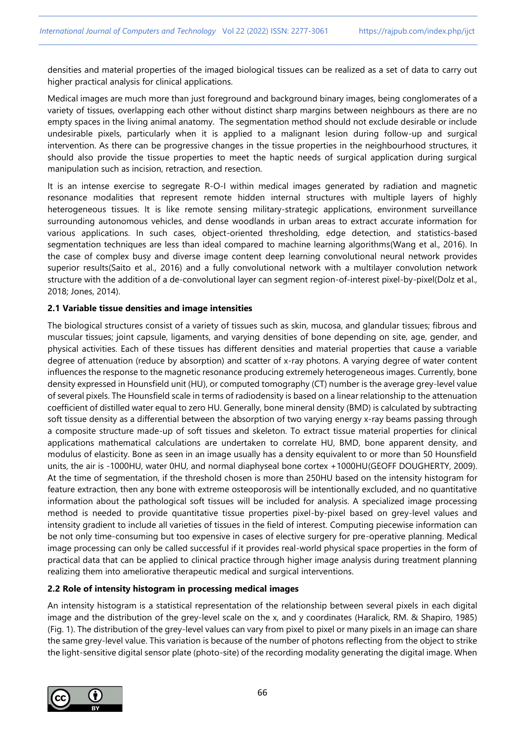densities and material properties of the imaged biological tissues can be realized as a set of data to carry out higher practical analysis for clinical applications.

Medical images are much more than just foreground and background binary images, being conglomerates of a variety of tissues, overlapping each other without distinct sharp margins between neighbours as there are no empty spaces in the living animal anatomy. The segmentation method should not exclude desirable or include undesirable pixels, particularly when it is applied to a malignant lesion during follow-up and surgical intervention. As there can be progressive changes in the tissue properties in the neighbourhood structures, it should also provide the tissue properties to meet the haptic needs of surgical application during surgical manipulation such as incision, retraction, and resection.

It is an intense exercise to segregate R-O-I within medical images generated by radiation and magnetic resonance modalities that represent remote hidden internal structures with multiple layers of highly heterogeneous tissues. It is like remote sensing military-strategic applications, environment surveillance surrounding autonomous vehicles, and dense woodlands in urban areas to extract accurate information for various applications. In such cases, object-oriented thresholding, edge detection, and statistics-based segmentation techniques are less than ideal compared to machine learning algorithms(Wang et al., 2016). In the case of complex busy and diverse image content deep learning convolutional neural network provides superior results(Saito et al., 2016) and a fully convolutional network with a multilayer convolution network structure with the addition of a de-convolutional layer can segment region-of-interest pixel-by-pixel(Dolz et al., 2018; Jones, 2014).

### 2.1 Variable tissue densities and image intensities

The biological structures consist of a variety of tissues such as skin, mucosa, and glandular tissues; fibrous and muscular tissues; joint capsule, ligaments, and varying densities of bone depending on site, age, gender, and physical activities. Each of these tissues has different densities and material properties that cause a variable degree of attenuation (reduce by absorption) and scatter of x-ray photons. A varying degree of water content influences the response to the magnetic resonance producing extremely heterogeneous images. Currently, bone density expressed in Hounsfield unit (HU), or computed tomography (CT) number is the average grey-level value of several pixels. The Hounsfield scale in terms of radiodensity is based on a linear relationship to the attenuation coefficient of distilled water equal to zero HU. Generally, bone mineral density (BMD) is calculated by subtracting soft tissue density as a differential between the absorption of two varying energy x-ray beams passing through a composite structure made-up of soft tissues and skeleton. To extract tissue material properties for clinical applications mathematical calculations are undertaken to correlate HU, BMD, bone apparent density, and modulus of elasticity. Bone as seen in an image usually has a density equivalent to or more than 50 Hounsfield units, the air is -1000HU, water 0HU, and normal diaphyseal bone cortex +1000HU(GEOFF DOUGHERTY, 2009). At the time of segmentation, if the threshold chosen is more than 250HU based on the intensity histogram for feature extraction, then any bone with extreme osteoporosis will be intentionally excluded, and no quantitative information about the pathological soft tissues will be included for analysis. A specialized image processing method is needed to provide quantitative tissue properties pixel-by-pixel based on grey-level values and intensity gradient to include all varieties of tissues in the field of interest. Computing piecewise information can be not only time-consuming but too expensive in cases of elective surgery for pre-operative planning. Medical image processing can only be called successful if it provides real-world physical space properties in the form of practical data that can be applied to clinical practice through higher image analysis during treatment planning realizing them into ameliorative therapeutic medical and surgical interventions.

### 2.2 Role of intensity histogram in processing medical images

An intensity histogram is a statistical representation of the relationship between several pixels in each digital image and the distribution of the grey-level scale on the x, and y coordinates (Haralick, RM. & Shapiro, 1985) (Fig. 1). The distribution of the grey-level values can vary from pixel to pixel or many pixels in an image can share the same grey-level value. This variation is because of the number of photons reflecting from the object to strike the light-sensitive digital sensor plate (photo-site) of the recording modality generating the digital image. When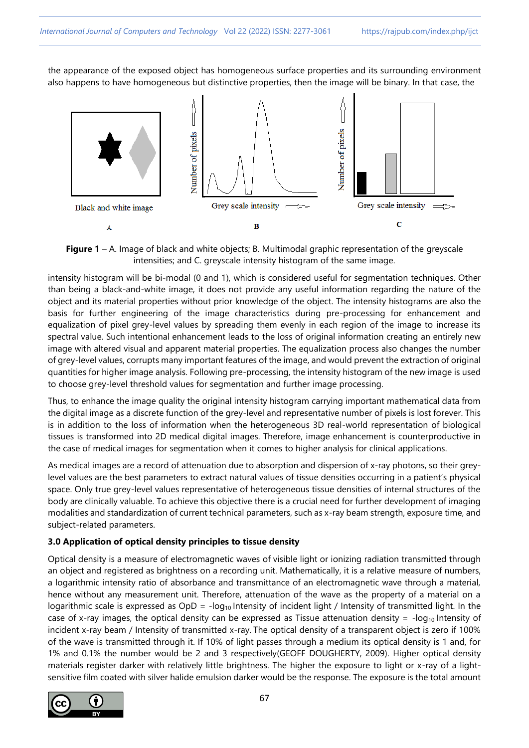the appearance of the exposed object has homogeneous surface properties and its surrounding environment also happens to have homogeneous but distinctive properties, then the image will be binary. In that case, the

Black and white image

A

Number of pixels

Grey scale intensity

B

Number of pixels

Grey scale intensity

C

**Figure 1** – A. Image of black and white objects; B. Multimodal graphic representation of the greyscale intensities; and C. greyscale intensity histogram of the same image.

intensity histogram will be bi-modal (0 and 1), which is considered useful for segmentation techniques. Other than being a black-and-white image, it does not provide any useful information regarding the nature of the object and its material properties without prior knowledge of the object. The intensity histograms are also the basis for further engineering of the image characteristics during pre-processing for enhancement and equalization of pixel grey-level values by spreading them evenly in each region of the image to increase its spectral value. Such intentional enhancement leads to the loss of original information creating an entirely new image with altered visual and apparent material properties. The equalization process also changes the number of grey-level values, corrupts many important features of the image, and would prevent the extraction of original quantities for higher image analysis. Following pre-processing, the intensity histogram of the new image is used to choose grey-level threshold values for segmentation and further image processing.

Thus, to enhance the image quality the original intensity histogram carrying important mathematical data from the digital image as a discrete function of the grey-level and representative number of pixels is lost forever. This is in addition to the loss of information when the heterogeneous 3D real-world representation of biological tissues is transformed into 2D medical digital images. Therefore, image enhancement is counterproductive in the case of medical images for segmentation when it comes to higher analysis for clinical applications.

As medical images are a record of attenuation due to absorption and dispersion of x-ray photons, so their grey-level values are the best parameters to extract natural values of tissue densities occurring in a patient's physical space. Only true grey-level values representative of heterogeneous tissue densities of internal structures of the body are clinically valuable. To achieve this objective there is a crucial need for further development of imaging modalities and standardization of current technical parameters, such as x-ray beam strength, exposure time, and subject-related parameters.

### 3.0 Application of optical density principles to tissue density

Optical density is a measure of electromagnetic waves of visible light or ionizing radiation transmitted through an object and registered as brightness on a recording unit. Mathematically, it is a relative measure of numbers, a logarithmic intensity ratio of absorbance and transmittance of an electromagnetic wave through a material, hence without any measurement unit. Therefore, attenuation of the wave as the property of a material on a logarithmic scale is expressed as OpD = $-\log_{10}$ Intensity of incident light / Intensity of transmitted light. In the case of x-ray images, the optical density can be expressed as Tissue attenuation density = $-\log_{10}$ Intensity of incident x-ray beam / Intensity of transmitted x-ray. The optical density of a transparent object is zero if 100% of the wave is transmitted through it. If 10% of light passes through a medium its optical density is 1 and, for 1% and 0.1% the number would be 2 and 3 respectively(GEOFF DOUGHERTY, 2009). Higher optical density materials register darker with relatively little brightness. The higher the exposure to light or x-ray of a light-sensitive film coated with silver halide emulsion darker would be the response. The exposure is the total amount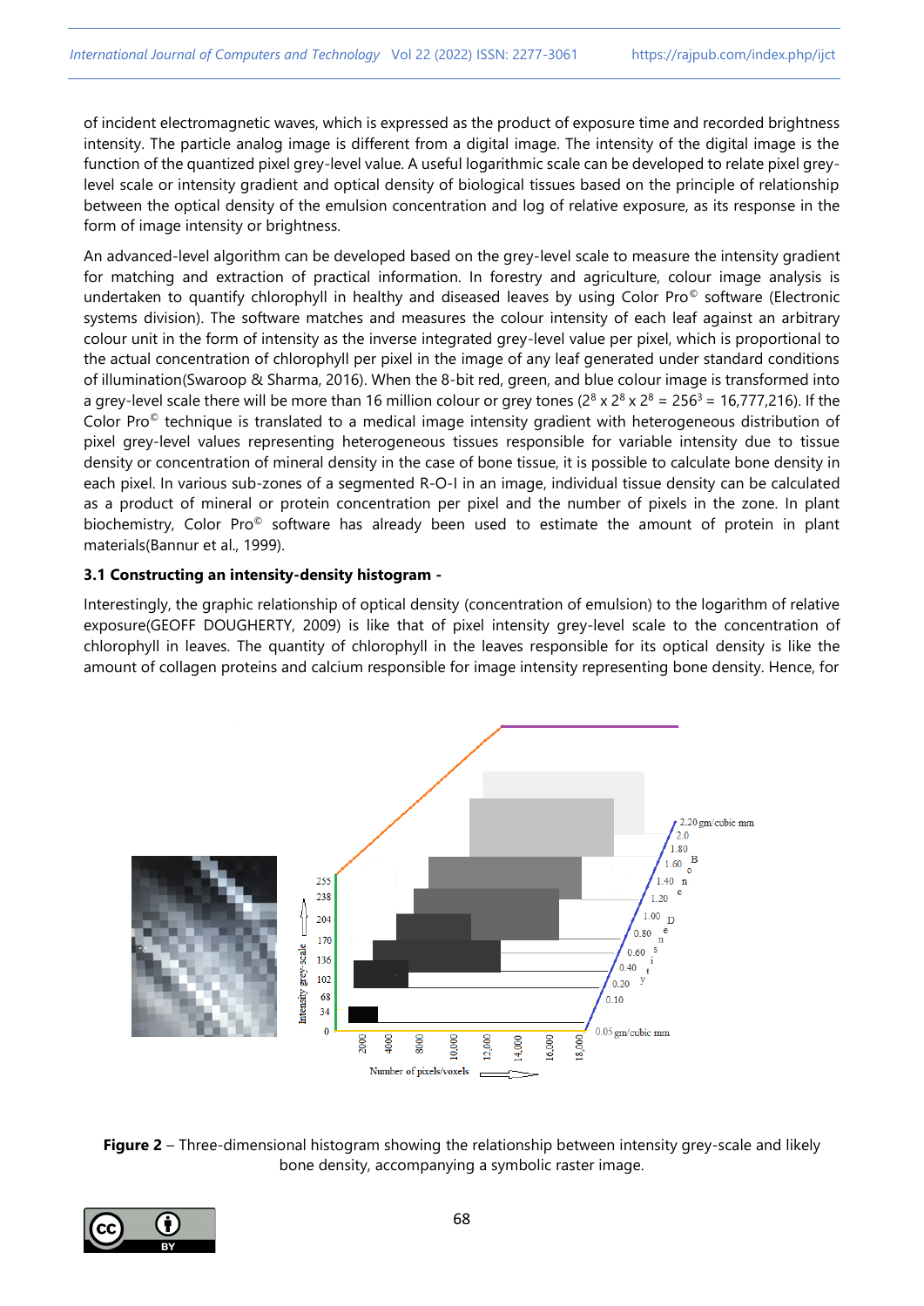of incident electromagnetic waves, which is expressed as the product of exposure time and recorded brightness intensity. The particle analog image is different from a digital image. The intensity of the digital image is the function of the quantized pixel grey-level value. A useful logarithmic scale can be developed to relate pixel grey-level scale or intensity gradient and optical density of biological tissues based on the principle of relationship between the optical density of the emulsion concentration and log of relative exposure, as its response in the form of image intensity or brightness.

An advanced-level algorithm can be developed based on the grey-level scale to measure the intensity gradient for matching and extraction of practical information. In forestry and agriculture, colour image analysis is undertaken to quantify chlorophyll in healthy and diseased leaves by using Color Pro© software (Electronic systems division). The software matches and measures the colour intensity of each leaf against an arbitrary colour unit in the form of intensity as the inverse integrated grey-level value per pixel, which is proportional to the actual concentration of chlorophyll per pixel in the image of any leaf generated under standard conditions of illumination(Swaroop & Sharma, 2016). When the 8-bit red, green, and blue colour image is transformed into a grey-level scale there will be more than 16 million colour or grey tones ($2^8 \times 2^8 \times 2^8 = 256^3 = 16{,}777{,}216$). If the Color Pro© technique is translated to a medical image intensity gradient with heterogeneous distribution of pixel grey-level values representing heterogeneous tissues responsible for variable intensity due to tissue density or concentration of mineral density in the case of bone tissue, it is possible to calculate bone density in each pixel. In various sub-zones of a segmented R-O-I in an image, individual tissue density can be calculated as a product of mineral or protein concentration per pixel and the number of pixels in the zone. In plant biochemistry, Color Pro© software has already been used to estimate the amount of protein in plant materials(Bannur et al., 1999).

### 3.1 Constructing an intensity-density histogram -

Interestingly, the graphic relationship of optical density (concentration of emulsion) to the logarithm of relative exposure(GEOFF DOUGHERTY, 2009) is like that of pixel intensity grey-level scale to the concentration of chlorophyll in leaves. The quantity of chlorophyll in the leaves responsible for its optical density is like the amount of collagen proteins and calcium responsible for image intensity representing bone density. Hence, for

Intensity grey-scale
0
34
68
102
136
170
204
238
255

Number of pixels/voxels
2000
4000
8000
10,000
12,000
14,000
16,000
18,000

Bone Density
0.05 gm/cubic mm
0.10
0.20
0.40
0.60
0.80
1.00
1.20
1.40
1.60
1.80
2.0
2.20 gm/cubic mm

**Figure 2** – Three-dimensional histogram showing the relationship between intensity grey-scale and likely bone density, accompanying a symbolic raster image.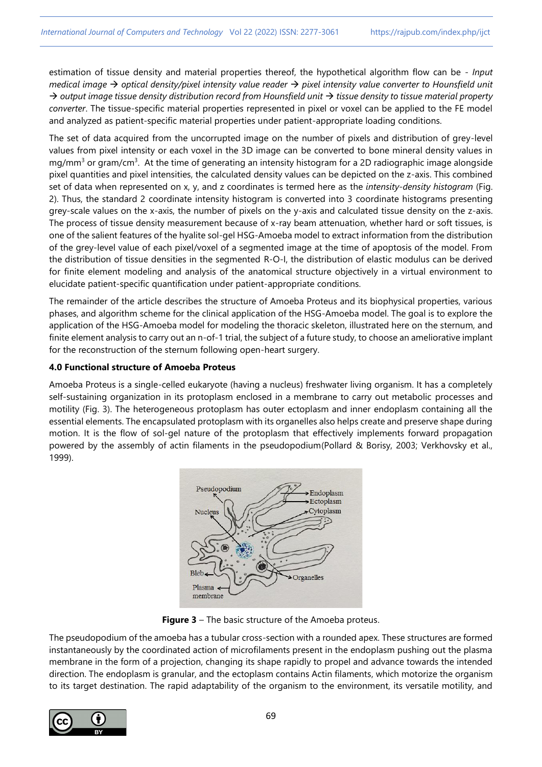estimation of tissue density and material properties thereof, the hypothetical algorithm flow can be - *Input medical image → optical density/pixel intensity value reader → pixel intensity value converter to Hounsfield unit → output image tissue density distribution record from Hounsfield unit → tissue density to tissue material property converter*. The tissue-specific material properties represented in pixel or voxel can be applied to the FE model and analyzed as patient-specific material properties under patient-appropriate loading conditions.

The set of data acquired from the uncorrupted image on the number of pixels and distribution of grey-level values from pixel intensity or each voxel in the 3D image can be converted to bone mineral density values in mg/mm$^3$ or gram/cm$^3$. At the time of generating an intensity histogram for a 2D radiographic image alongside pixel quantities and pixel intensities, the calculated density values can be depicted on the z-axis. This combined set of data when represented on x, y, and z coordinates is termed here as the *intensity-density histogram* (Fig. 2). Thus, the standard 2 coordinate intensity histogram is converted into 3 coordinate histograms presenting grey-scale values on the x-axis, the number of pixels on the y-axis and calculated tissue density on the z-axis. The process of tissue density measurement because of x-ray beam attenuation, whether hard or soft tissues, is one of the salient features of the hyalite sol-gel HSG-Amoeba model to extract information from the distribution of the grey-level value of each pixel/voxel of a segmented image at the time of apoptosis of the model. From the distribution of tissue densities in the segmented R-O-I, the distribution of elastic modulus can be derived for finite element modeling and analysis of the anatomical structure objectively in a virtual environment to elucidate patient-specific quantification under patient-appropriate conditions.

The remainder of the article describes the structure of Amoeba Proteus and its biophysical properties, various phases, and algorithm scheme for the clinical application of the HSG-Amoeba model. The goal is to explore the application of the HSG-Amoeba model for modeling the thoracic skeleton, illustrated here on the sternum, and finite element analysis to carry out an n-of-1 trial, the subject of a future study, to choose an ameliorative implant for the reconstruction of the sternum following open-heart surgery.

### 4.0 Functional structure of Amoeba Proteus

Amoeba Proteus is a single-celled eukaryote (having a nucleus) freshwater living organism. It has a completely self-sustaining organization in its protoplasm enclosed in a membrane to carry out metabolic processes and motility (Fig. 3). The heterogeneous protoplasm has outer ectoplasm and inner endoplasm containing all the essential elements. The encapsulated protoplasm with its organelles also helps create and preserve shape during motion. It is the flow of sol-gel nature of the protoplasm that effectively implements forward propagation powered by the assembly of actin filaments in the pseudopodium(Pollard & Borisy, 2003; Verkhovsky et al., 1999).

Pseudopodium
Endoplasm
Ectoplasm
Nucleus
Cytoplasm
Bleb
Organelles
Plasma membrane

**Figure 3** – The basic structure of the Amoeba proteus.

The pseudopodium of the amoeba has a tubular cross-section with a rounded apex. These structures are formed instantaneously by the coordinated action of microfilaments present in the endoplasm pushing out the plasma membrane in the form of a projection, changing its shape rapidly to propel and advance towards the intended direction. The endoplasm is granular, and the ectoplasm contains Actin filaments, which motorize the organism to its target destination. The rapid adaptability of the organism to the environment, its versatile motility, and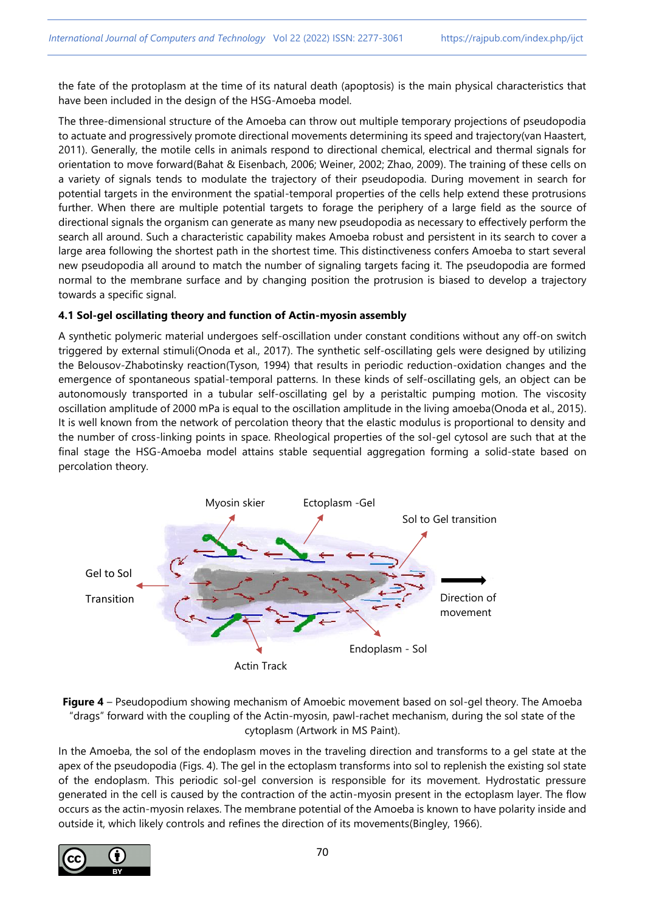the fate of the protoplasm at the time of its natural death (apoptosis) is the main physical characteristics that have been included in the design of the HSG-Amoeba model.

The three-dimensional structure of the Amoeba can throw out multiple temporary projections of pseudopodia to actuate and progressively promote directional movements determining its speed and trajectory(van Haastert, 2011). Generally, the motile cells in animals respond to directional chemical, electrical and thermal signals for orientation to move forward(Bahat & Eisenbach, 2006; Weiner, 2002; Zhao, 2009). The training of these cells on a variety of signals tends to modulate the trajectory of their pseudopodia. During movement in search for potential targets in the environment the spatial-temporal properties of the cells help extend these protrusions further. When there are multiple potential targets to forage the periphery of a large field as the source of directional signals the organism can generate as many new pseudopodia as necessary to effectively perform the search all around. Such a characteristic capability makes Amoeba robust and persistent in its search to cover a large area following the shortest path in the shortest time. This distinctiveness confers Amoeba to start several new pseudopodia all around to match the number of signaling targets facing it. The pseudopodia are formed normal to the membrane surface and by changing position the protrusion is biased to develop a trajectory towards a specific signal.

### 4.1 Sol-gel oscillating theory and function of Actin-myosin assembly

A synthetic polymeric material undergoes self-oscillation under constant conditions without any off-on switch triggered by external stimuli(Onoda et al., 2017). The synthetic self-oscillating gels were designed by utilizing the Belousov-Zhabotinsky reaction(Tyson, 1994) that results in periodic reduction-oxidation changes and the emergence of spontaneous spatial-temporal patterns. In these kinds of self-oscillating gels, an object can be autonomously transported in a tubular self-oscillating gel by a peristaltic pumping motion. The viscosity oscillation amplitude of 2000 mPa is equal to the oscillation amplitude in the living amoeba(Onoda et al., 2015). It is well known from the network of percolation theory that the elastic modulus is proportional to density and the number of cross-linking points in space. Rheological properties of the sol-gel cytosol are such that at the final stage the HSG-Amoeba model attains stable sequential aggregation forming a solid-state based on percolation theory.

Myosin skier

Ectoplasm -Gel

Sol to Gel transition

Gel to Sol

Transition

Direction of movement

Endoplasm - Sol

Actin Track

**Figure 4** – Pseudopodium showing mechanism of Amoebic movement based on sol-gel theory. The Amoeba "drags" forward with the coupling of the Actin-myosin, pawl-rachet mechanism, during the sol state of the cytoplasm (Artwork in MS Paint).

In the Amoeba, the sol of the endoplasm moves in the traveling direction and transforms to a gel state at the apex of the pseudopodia (Figs. 4). The gel in the ectoplasm transforms into sol to replenish the existing sol state of the endoplasm. This periodic sol-gel conversion is responsible for its movement. Hydrostatic pressure generated in the cell is caused by the contraction of the actin-myosin present in the ectoplasm layer. The flow occurs as the actin-myosin relaxes. The membrane potential of the Amoeba is known to have polarity inside and outside it, which likely controls and refines the direction of its movements(Bingley, 1966).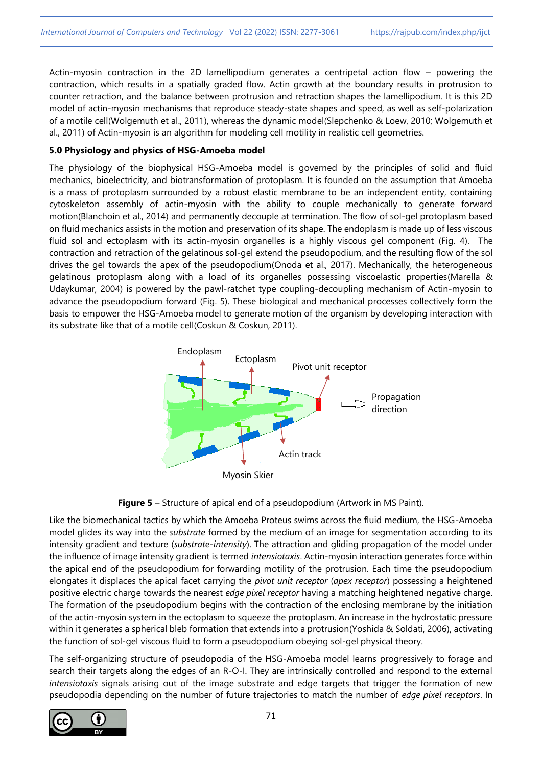Actin-myosin contraction in the 2D lamellipodium generates a centripetal action flow – powering the contraction, which results in a spatially graded flow. Actin growth at the boundary results in protrusion to counter retraction, and the balance between protrusion and retraction shapes the lamellipodium. It is this 2D model of actin-myosin mechanisms that reproduce steady-state shapes and speed, as well as self-polarization of a motile cell(Wolgemuth et al., 2011), whereas the dynamic model(Slepchenko & Loew, 2010; Wolgemuth et al., 2011) of Actin-myosin is an algorithm for modeling cell motility in realistic cell geometries.

### 5.0 Physiology and physics of HSG-Amoeba model

The physiology of the biophysical HSG-Amoeba model is governed by the principles of solid and fluid mechanics, bioelectricity, and biotransformation of protoplasm. It is founded on the assumption that Amoeba is a mass of protoplasm surrounded by a robust elastic membrane to be an independent entity, containing cytoskeleton assembly of actin-myosin with the ability to couple mechanically to generate forward motion(Blanchoin et al., 2014) and permanently decouple at termination. The flow of sol-gel protoplasm based on fluid mechanics assists in the motion and preservation of its shape. The endoplasm is made up of less viscous fluid sol and ectoplasm with its actin-myosin organelles is a highly viscous gel component (Fig. 4). The contraction and retraction of the gelatinous sol-gel extend the pseudopodium, and the resulting flow of the sol drives the gel towards the apex of the pseudopodium(Onoda et al., 2017). Mechanically, the heterogeneous gelatinous protoplasm along with a load of its organelles possessing viscoelastic properties(Marella & Udaykumar, 2004) is powered by the pawl-ratchet type coupling-decoupling mechanism of Actin-myosin to advance the pseudopodium forward (Fig. 5). These biological and mechanical processes collectively form the basis to empower the HSG-Amoeba model to generate motion of the organism by developing interaction with its substrate like that of a motile cell(Coskun & Coskun, 2011).

Endoplasm

Ectoplasm

Pivot unit receptor

Propagation direction

Actin track

Myosin Skier

**Figure 5** – Structure of apical end of a pseudopodium (Artwork in MS Paint).

Like the biomechanical tactics by which the Amoeba Proteus swims across the fluid medium, the HSG-Amoeba model glides its way into the *substrate* formed by the medium of an image for segmentation according to its intensity gradient and texture (*substrate-intensity*). The attraction and gliding propagation of the model under the influence of image intensity gradient is termed *intensiotaxis*. Actin-myosin interaction generates force within the apical end of the pseudopodium for forwarding motility of the protrusion. Each time the pseudopodium elongates it displaces the apical facet carrying the *pivot unit receptor* (*apex receptor*) possessing a heightened positive electric charge towards the nearest *edge pixel receptor* having a matching heightened negative charge. The formation of the pseudopodium begins with the contraction of the enclosing membrane by the initiation of the actin-myosin system in the ectoplasm to squeeze the protoplasm. An increase in the hydrostatic pressure within it generates a spherical bleb formation that extends into a protrusion(Yoshida & Soldati, 2006), activating the function of sol-gel viscous fluid to form a pseudopodium obeying sol-gel physical theory.

The self-organizing structure of pseudopodia of the HSG-Amoeba model learns progressively to forage and search their targets along the edges of an R-O-I. They are intrinsically controlled and respond to the external *intensiotaxis* signals arising out of the image substrate and edge targets that trigger the formation of new pseudopodia depending on the number of future trajectories to match the number of *edge pixel receptors*. In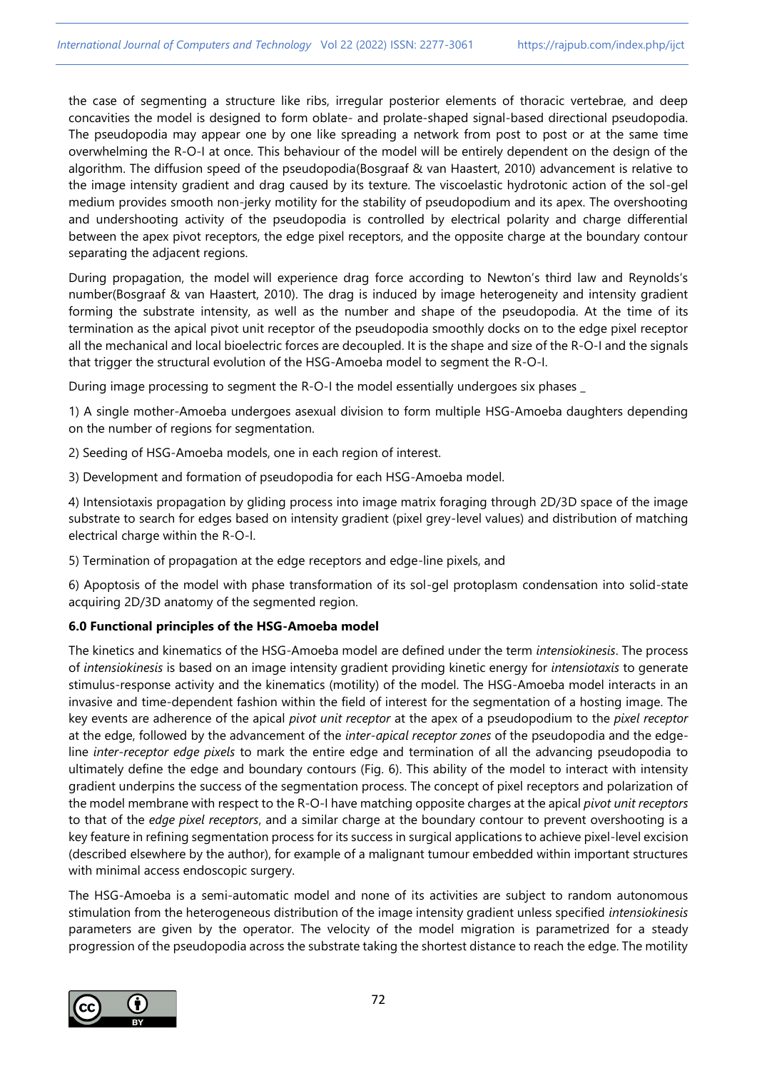the case of segmenting a structure like ribs, irregular posterior elements of thoracic vertebrae, and deep concavities the model is designed to form oblate- and prolate-shaped signal-based directional pseudopodia. The pseudopodia may appear one by one like spreading a network from post to post or at the same time overwhelming the R-O-I at once. This behaviour of the model will be entirely dependent on the design of the algorithm. The diffusion speed of the pseudopodia(Bosgraaf & van Haastert, 2010) advancement is relative to the image intensity gradient and drag caused by its texture. The viscoelastic hydrotonic action of the sol-gel medium provides smooth non-jerky motility for the stability of pseudopodium and its apex. The overshooting and undershooting activity of the pseudopodia is controlled by electrical polarity and charge differential between the apex pivot receptors, the edge pixel receptors, and the opposite charge at the boundary contour separating the adjacent regions.

During propagation, the model will experience drag force according to Newton's third law and Reynolds's number(Bosgraaf & van Haastert, 2010). The drag is induced by image heterogeneity and intensity gradient forming the substrate intensity, as well as the number and shape of the pseudopodia. At the time of its termination as the apical pivot unit receptor of the pseudopodia smoothly docks on to the edge pixel receptor all the mechanical and local bioelectric forces are decoupled. It is the shape and size of the R-O-I and the signals that trigger the structural evolution of the HSG-Amoeba model to segment the R-O-I.

During image processing to segment the R-O-I the model essentially undergoes six phases _

1) A single mother-Amoeba undergoes asexual division to form multiple HSG-Amoeba daughters depending on the number of regions for segmentation.

2) Seeding of HSG-Amoeba models, one in each region of interest.

3) Development and formation of pseudopodia for each HSG-Amoeba model.

4) Intensiotaxis propagation by gliding process into image matrix foraging through 2D/3D space of the image substrate to search for edges based on intensity gradient (pixel grey-level values) and distribution of matching electrical charge within the R-O-I.

5) Termination of propagation at the edge receptors and edge-line pixels, and

6) Apoptosis of the model with phase transformation of its sol-gel protoplasm condensation into solid-state acquiring 2D/3D anatomy of the segmented region.

**6.0 Functional principles of the HSG-Amoeba model**

The kinetics and kinematics of the HSG-Amoeba model are defined under the term *intensiokinesis*. The process of *intensiokinesis* is based on an image intensity gradient providing kinetic energy for *intensiotaxis* to generate stimulus-response activity and the kinematics (motility) of the model. The HSG-Amoeba model interacts in an invasive and time-dependent fashion within the field of interest for the segmentation of a hosting image. The key events are adherence of the apical *pivot unit receptor* at the apex of a pseudopodium to the *pixel receptor* at the edge, followed by the advancement of the *inter-apical receptor zones* of the pseudopodia and the edge-line *inter-receptor edge pixels* to mark the entire edge and termination of all the advancing pseudopodia to ultimately define the edge and boundary contours (Fig. 6). This ability of the model to interact with intensity gradient underpins the success of the segmentation process. The concept of pixel receptors and polarization of the model membrane with respect to the R-O-I have matching opposite charges at the apical *pivot unit receptors* to that of the *edge pixel receptors*, and a similar charge at the boundary contour to prevent overshooting is a key feature in refining segmentation process for its success in surgical applications to achieve pixel-level excision (described elsewhere by the author), for example of a malignant tumour embedded within important structures with minimal access endoscopic surgery.

The HSG-Amoeba is a semi-automatic model and none of its activities are subject to random autonomous stimulation from the heterogeneous distribution of the image intensity gradient unless specified *intensiokinesis* parameters are given by the operator. The velocity of the model migration is parametrized for a steady progression of the pseudopodia across the substrate taking the shortest distance to reach the edge. The motility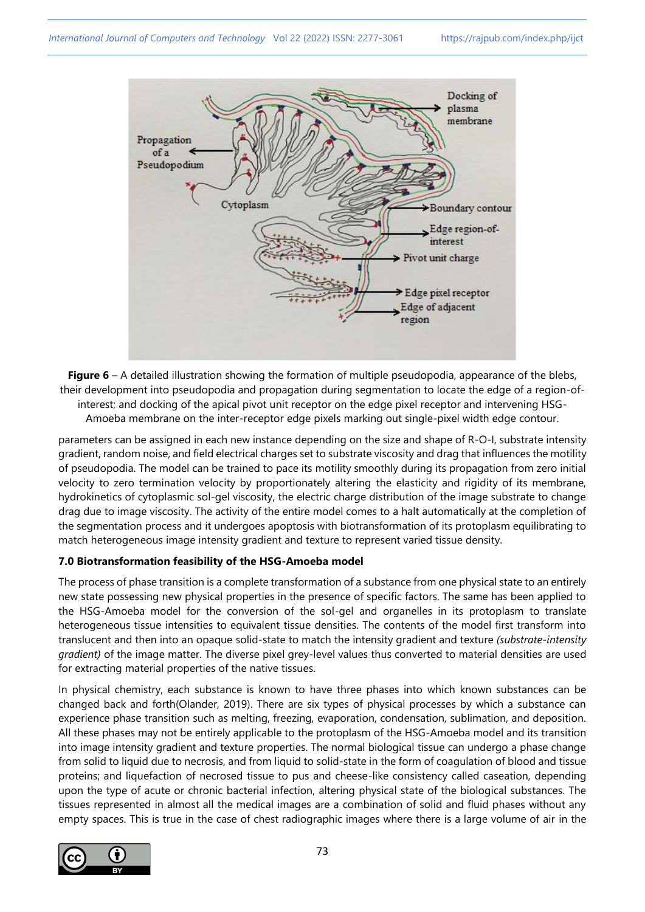Docking of plasma membrane

Propagation of a Pseudopodium

Cytoplasm

Boundary contour

Edge region-of-interest

Pivot unit charge

Edge pixel receptor

Edge of adjacent region

**Figure 6** – A detailed illustration showing the formation of multiple pseudopodia, appearance of the blebs, their development into pseudopodia and propagation during segmentation to locate the edge of a region-of-interest; and docking of the apical pivot unit receptor on the edge pixel receptor and intervening HSG-Amoeba membrane on the inter-receptor edge pixels marking out single-pixel width edge contour.

parameters can be assigned in each new instance depending on the size and shape of R-O-I, substrate intensity gradient, random noise, and field electrical charges set to substrate viscosity and drag that influences the motility of pseudopodia. The model can be trained to pace its motility smoothly during its propagation from zero initial velocity to zero termination velocity by proportionately altering the elasticity and rigidity of its membrane, hydrokinetics of cytoplasmic sol-gel viscosity, the electric charge distribution of the image substrate to change drag due to image viscosity. The activity of the entire model comes to a halt automatically at the completion of the segmentation process and it undergoes apoptosis with biotransformation of its protoplasm equilibrating to match heterogeneous image intensity gradient and texture to represent varied tissue density.

### 7.0 Biotransformation feasibility of the HSG-Amoeba model

The process of phase transition is a complete transformation of a substance from one physical state to an entirely new state possessing new physical properties in the presence of specific factors. The same has been applied to the HSG-Amoeba model for the conversion of the sol-gel and organelles in its protoplasm to translate heterogeneous tissue intensities to equivalent tissue densities. The contents of the model first transform into translucent and then into an opaque solid-state to match the intensity gradient and texture *(substrate-intensity gradient)* of the image matter. The diverse pixel grey-level values thus converted to material densities are used for extracting material properties of the native tissues.

In physical chemistry, each substance is known to have three phases into which known substances can be changed back and forth(Olander, 2019). There are six types of physical processes by which a substance can experience phase transition such as melting, freezing, evaporation, condensation, sublimation, and deposition. All these phases may not be entirely applicable to the protoplasm of the HSG-Amoeba model and its transition into image intensity gradient and texture properties. The normal biological tissue can undergo a phase change from solid to liquid due to necrosis, and from liquid to solid-state in the form of coagulation of blood and tissue proteins; and liquefaction of necrosed tissue to pus and cheese-like consistency called caseation, depending upon the type of acute or chronic bacterial infection, altering physical state of the biological substances. The tissues represented in almost all the medical images are a combination of solid and fluid phases without any empty spaces. This is true in the case of chest radiographic images where there is a large volume of air in the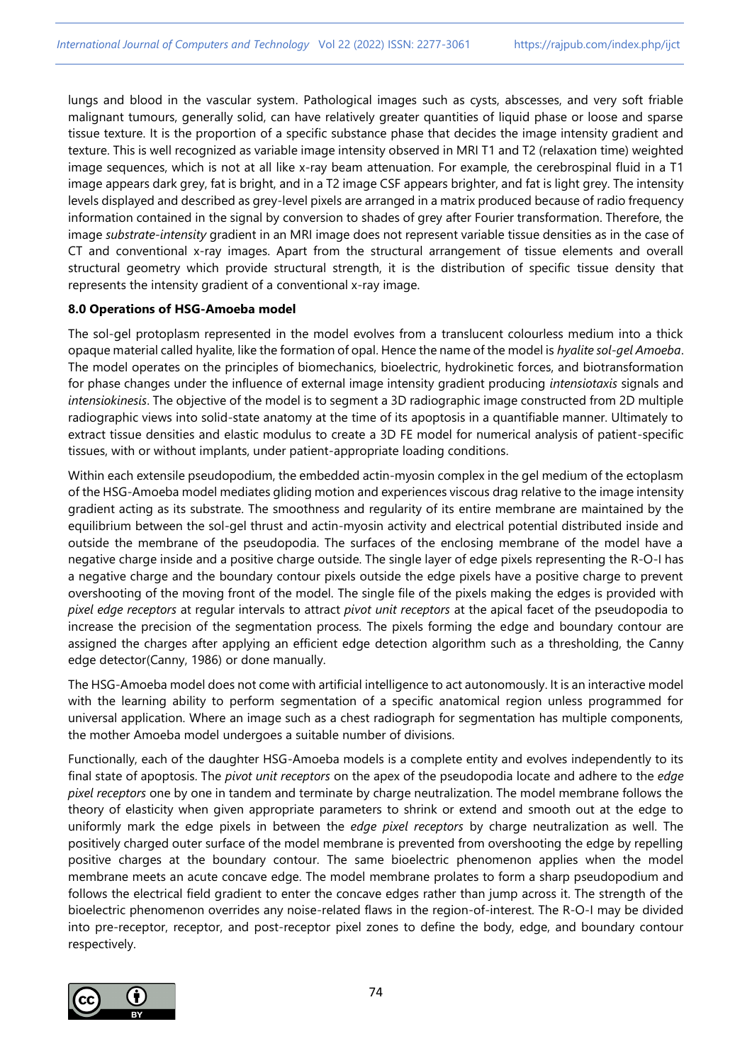lungs and blood in the vascular system. Pathological images such as cysts, abscesses, and very soft friable malignant tumours, generally solid, can have relatively greater quantities of liquid phase or loose and sparse tissue texture. It is the proportion of a specific substance phase that decides the image intensity gradient and texture. This is well recognized as variable image intensity observed in MRI T1 and T2 (relaxation time) weighted image sequences, which is not at all like x-ray beam attenuation. For example, the cerebrospinal fluid in a T1 image appears dark grey, fat is bright, and in a T2 image CSF appears brighter, and fat is light grey. The intensity levels displayed and described as grey-level pixels are arranged in a matrix produced because of radio frequency information contained in the signal by conversion to shades of grey after Fourier transformation. Therefore, the image *substrate-intensity* gradient in an MRI image does not represent variable tissue densities as in the case of CT and conventional x-ray images. Apart from the structural arrangement of tissue elements and overall structural geometry which provide structural strength, it is the distribution of specific tissue density that represents the intensity gradient of a conventional x-ray image.

### 8.0 Operations of HSG-Amoeba model

The sol-gel protoplasm represented in the model evolves from a translucent colourless medium into a thick opaque material called hyalite, like the formation of opal. Hence the name of the model is *hyalite sol-gel Amoeba*. The model operates on the principles of biomechanics, bioelectric, hydrokinetic forces, and biotransformation for phase changes under the influence of external image intensity gradient producing *intensiotaxis* signals and *intensiokinesis*. The objective of the model is to segment a 3D radiographic image constructed from 2D multiple radiographic views into solid-state anatomy at the time of its apoptosis in a quantifiable manner. Ultimately to extract tissue densities and elastic modulus to create a 3D FE model for numerical analysis of patient-specific tissues, with or without implants, under patient-appropriate loading conditions.

Within each extensile pseudopodium, the embedded actin-myosin complex in the gel medium of the ectoplasm of the HSG-Amoeba model mediates gliding motion and experiences viscous drag relative to the image intensity gradient acting as its substrate. The smoothness and regularity of its entire membrane are maintained by the equilibrium between the sol-gel thrust and actin-myosin activity and electrical potential distributed inside and outside the membrane of the pseudopodia. The surfaces of the enclosing membrane of the model have a negative charge inside and a positive charge outside. The single layer of edge pixels representing the R-O-I has a negative charge and the boundary contour pixels outside the edge pixels have a positive charge to prevent overshooting of the moving front of the model. The single file of the pixels making the edges is provided with *pixel edge receptors* at regular intervals to attract *pivot unit receptors* at the apical facet of the pseudopodia to increase the precision of the segmentation process. The pixels forming the edge and boundary contour are assigned the charges after applying an efficient edge detection algorithm such as a thresholding, the Canny edge detector(Canny, 1986) or done manually.

The HSG-Amoeba model does not come with artificial intelligence to act autonomously. It is an interactive model with the learning ability to perform segmentation of a specific anatomical region unless programmed for universal application. Where an image such as a chest radiograph for segmentation has multiple components, the mother Amoeba model undergoes a suitable number of divisions.

Functionally, each of the daughter HSG-Amoeba models is a complete entity and evolves independently to its final state of apoptosis. The *pivot unit receptors* on the apex of the pseudopodia locate and adhere to the *edge pixel receptors* one by one in tandem and terminate by charge neutralization. The model membrane follows the theory of elasticity when given appropriate parameters to shrink or extend and smooth out at the edge to uniformly mark the edge pixels in between the *edge pixel receptors* by charge neutralization as well. The positively charged outer surface of the model membrane is prevented from overshooting the edge by repelling positive charges at the boundary contour. The same bioelectric phenomenon applies when the model membrane meets an acute concave edge. The model membrane prolates to form a sharp pseudopodium and follows the electrical field gradient to enter the concave edges rather than jump across it. The strength of the bioelectric phenomenon overrides any noise-related flaws in the region-of-interest. The R-O-I may be divided into pre-receptor, receptor, and post-receptor pixel zones to define the body, edge, and boundary contour respectively.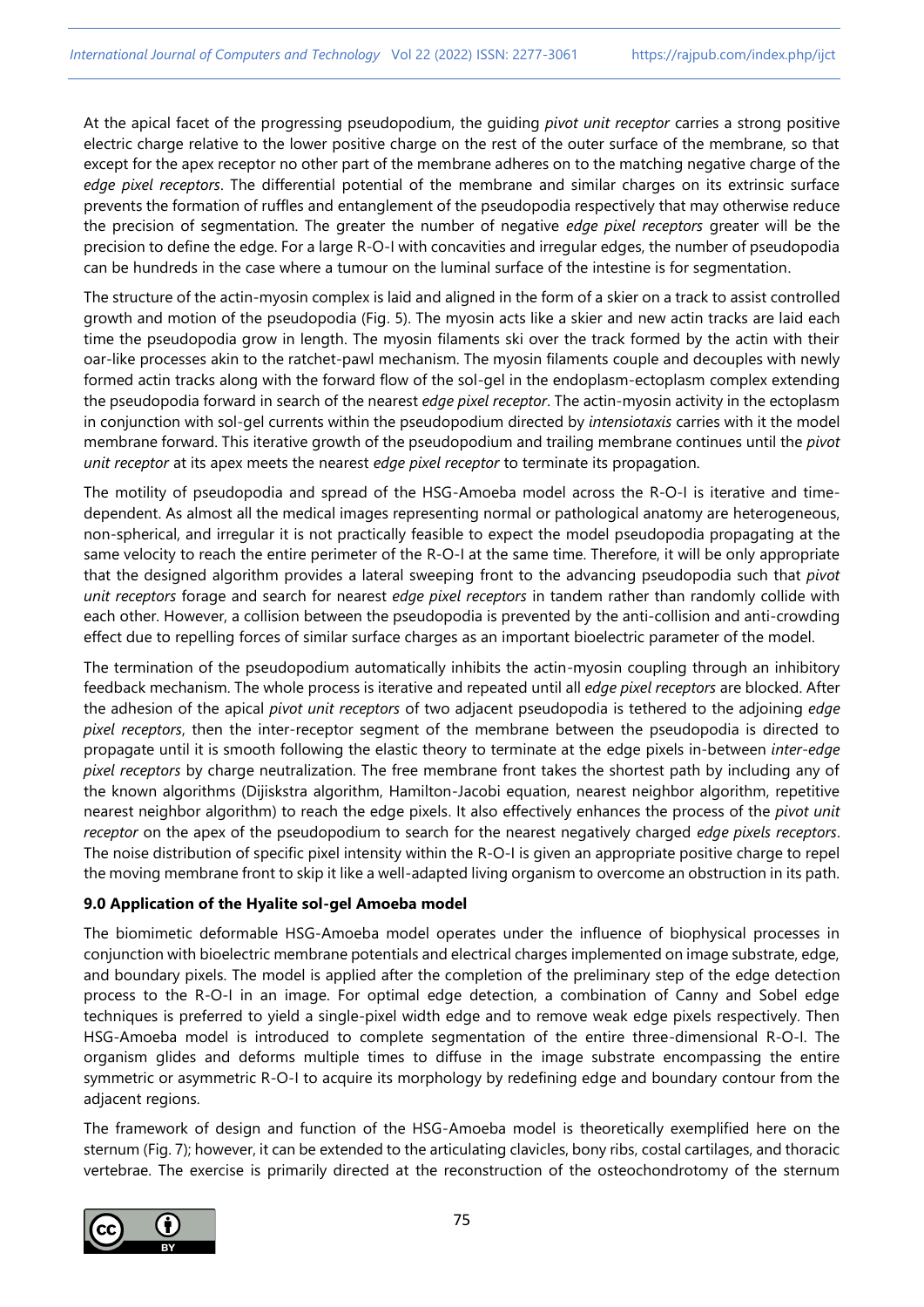At the apical facet of the progressing pseudopodium, the guiding *pivot unit receptor* carries a strong positive electric charge relative to the lower positive charge on the rest of the outer surface of the membrane, so that except for the apex receptor no other part of the membrane adheres on to the matching negative charge of the *edge pixel receptors*. The differential potential of the membrane and similar charges on its extrinsic surface prevents the formation of ruffles and entanglement of the pseudopodia respectively that may otherwise reduce the precision of segmentation. The greater the number of negative *edge pixel receptors* greater will be the precision to define the edge. For a large R-O-I with concavities and irregular edges, the number of pseudopodia can be hundreds in the case where a tumour on the luminal surface of the intestine is for segmentation.

The structure of the actin-myosin complex is laid and aligned in the form of a skier on a track to assist controlled growth and motion of the pseudopodia (Fig. 5). The myosin acts like a skier and new actin tracks are laid each time the pseudopodia grow in length. The myosin filaments ski over the track formed by the actin with their oar-like processes akin to the ratchet-pawl mechanism. The myosin filaments couple and decouples with newly formed actin tracks along with the forward flow of the sol-gel in the endoplasm-ectoplasm complex extending the pseudopodia forward in search of the nearest *edge pixel receptor*. The actin-myosin activity in the ectoplasm in conjunction with sol-gel currents within the pseudopodium directed by *intensiotaxis* carries with it the model membrane forward. This iterative growth of the pseudopodium and trailing membrane continues until the *pivot unit receptor* at its apex meets the nearest *edge pixel receptor* to terminate its propagation.

The motility of pseudopodia and spread of the HSG-Amoeba model across the R-O-I is iterative and time-dependent. As almost all the medical images representing normal or pathological anatomy are heterogeneous, non-spherical, and irregular it is not practically feasible to expect the model pseudopodia propagating at the same velocity to reach the entire perimeter of the R-O-I at the same time. Therefore, it will be only appropriate that the designed algorithm provides a lateral sweeping front to the advancing pseudopodia such that *pivot unit receptors* forage and search for nearest *edge pixel receptors* in tandem rather than randomly collide with each other. However, a collision between the pseudopodia is prevented by the anti-collision and anti-crowding effect due to repelling forces of similar surface charges as an important bioelectric parameter of the model.

The termination of the pseudopodium automatically inhibits the actin-myosin coupling through an inhibitory feedback mechanism. The whole process is iterative and repeated until all *edge pixel receptors* are blocked. After the adhesion of the apical *pivot unit receptors* of two adjacent pseudopodia is tethered to the adjoining *edge pixel receptors*, then the inter-receptor segment of the membrane between the pseudopodia is directed to propagate until it is smooth following the elastic theory to terminate at the edge pixels in-between *inter-edge pixel receptors* by charge neutralization. The free membrane front takes the shortest path by including any of the known algorithms (Dijiskstra algorithm, Hamilton-Jacobi equation, nearest neighbor algorithm, repetitive nearest neighbor algorithm) to reach the edge pixels. It also effectively enhances the process of the *pivot unit receptor* on the apex of the pseudopodium to search for the nearest negatively charged *edge pixels receptors*. The noise distribution of specific pixel intensity within the R-O-I is given an appropriate positive charge to repel the moving membrane front to skip it like a well-adapted living organism to overcome an obstruction in its path.

### 9.0 Application of the Hyalite sol-gel Amoeba model

The biomimetic deformable HSG-Amoeba model operates under the influence of biophysical processes in conjunction with bioelectric membrane potentials and electrical charges implemented on image substrate, edge, and boundary pixels. The model is applied after the completion of the preliminary step of the edge detection process to the R-O-I in an image. For optimal edge detection, a combination of Canny and Sobel edge techniques is preferred to yield a single-pixel width edge and to remove weak edge pixels respectively. Then HSG-Amoeba model is introduced to complete segmentation of the entire three-dimensional R-O-I. The organism glides and deforms multiple times to diffuse in the image substrate encompassing the entire symmetric or asymmetric R-O-I to acquire its morphology by redefining edge and boundary contour from the adjacent regions.

The framework of design and function of the HSG-Amoeba model is theoretically exemplified here on the sternum (Fig. 7); however, it can be extended to the articulating clavicles, bony ribs, costal cartilages, and thoracic vertebrae. The exercise is primarily directed at the reconstruction of the osteochondrotomy of the sternum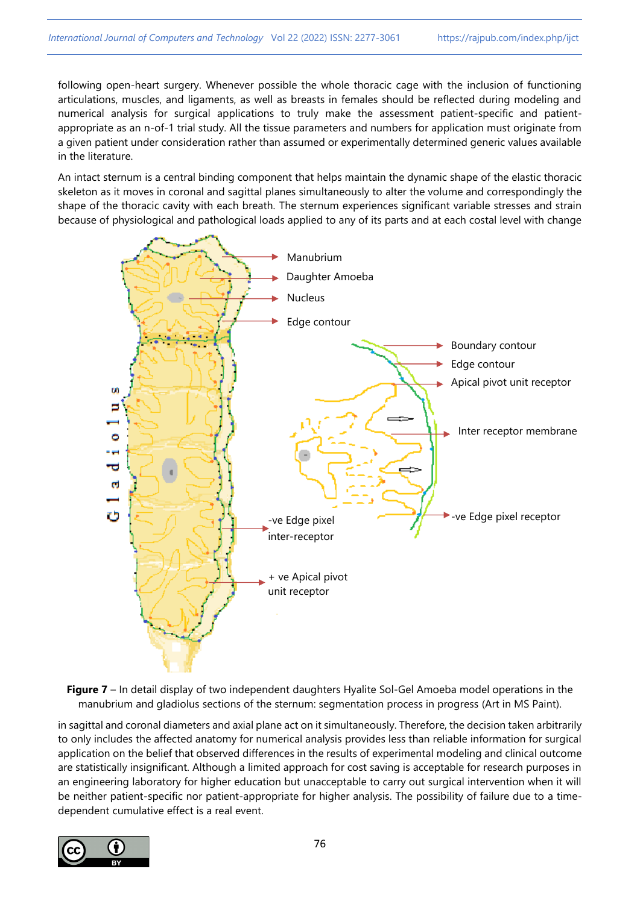following open-heart surgery. Whenever possible the whole thoracic cage with the inclusion of functioning articulations, muscles, and ligaments, as well as breasts in females should be reflected during modeling and numerical analysis for surgical applications to truly make the assessment patient-specific and patient-appropriate as an n-of-1 trial study. All the tissue parameters and numbers for application must originate from a given patient under consideration rather than assumed or experimentally determined generic values available in the literature.

An intact sternum is a central binding component that helps maintain the dynamic shape of the elastic thoracic skeleton as it moves in coronal and sagittal planes simultaneously to alter the volume and correspondingly the shape of the thoracic cavity with each breath. The sternum experiences significant variable stresses and strain because of physiological and pathological loads applied to any of its parts and at each costal level with change

Manubrium
Daughter Amoeba
Nucleus
Edge contour
Boundary contour
Edge contour
Apical pivot unit receptor
Inter receptor membrane
Gladiolus
-ve Edge pixel inter-receptor
-ve Edge pixel receptor
+ ve Apical pivot unit receptor

**Figure 7** – In detail display of two independent daughters Hyalite Sol-Gel Amoeba model operations in the manubrium and gladiolus sections of the sternum: segmentation process in progress (Art in MS Paint).

in sagittal and coronal diameters and axial plane act on it simultaneously. Therefore, the decision taken arbitrarily to only includes the affected anatomy for numerical analysis provides less than reliable information for surgical application on the belief that observed differences in the results of experimental modeling and clinical outcome are statistically insignificant. Although a limited approach for cost saving is acceptable for research purposes in an engineering laboratory for higher education but unacceptable to carry out surgical intervention when it will be neither patient-specific nor patient-appropriate for higher analysis. The possibility of failure due to a time-dependent cumulative effect is a real event.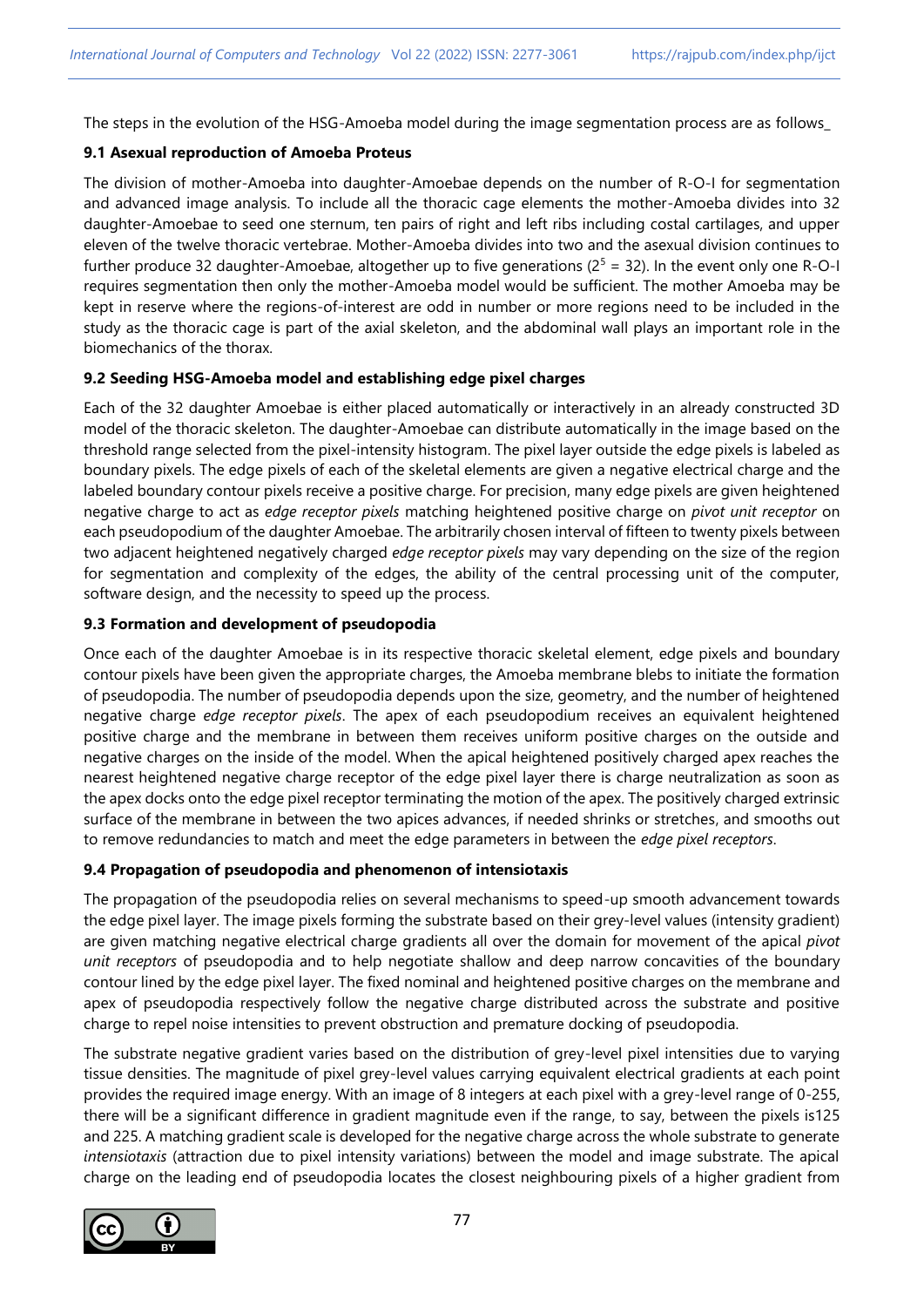The steps in the evolution of the HSG-Amoeba model during the image segmentation process are as follows_

### 9.1 Asexual reproduction of Amoeba Proteus

The division of mother-Amoeba into daughter-Amoebae depends on the number of R-O-I for segmentation and advanced image analysis. To include all the thoracic cage elements the mother-Amoeba divides into 32 daughter-Amoebae to seed one sternum, ten pairs of right and left ribs including costal cartilages, and upper eleven of the twelve thoracic vertebrae. Mother-Amoeba divides into two and the asexual division continues to further produce 32 daughter-Amoebae, altogether up to five generations ($2^5 = 32$). In the event only one R-O-I requires segmentation then only the mother-Amoeba model would be sufficient. The mother Amoeba may be kept in reserve where the regions-of-interest are odd in number or more regions need to be included in the study as the thoracic cage is part of the axial skeleton, and the abdominal wall plays an important role in the biomechanics of the thorax.

### 9.2 Seeding HSG-Amoeba model and establishing edge pixel charges

Each of the 32 daughter Amoebae is either placed automatically or interactively in an already constructed 3D model of the thoracic skeleton. The daughter-Amoebae can distribute automatically in the image based on the threshold range selected from the pixel-intensity histogram. The pixel layer outside the edge pixels is labeled as boundary pixels. The edge pixels of each of the skeletal elements are given a negative electrical charge and the labeled boundary contour pixels receive a positive charge. For precision, many edge pixels are given heightened negative charge to act as *edge receptor pixels* matching heightened positive charge on *pivot unit receptor* on each pseudopodium of the daughter Amoebae. The arbitrarily chosen interval of fifteen to twenty pixels between two adjacent heightened negatively charged *edge receptor pixels* may vary depending on the size of the region for segmentation and complexity of the edges, the ability of the central processing unit of the computer, software design, and the necessity to speed up the process.

### 9.3 Formation and development of pseudopodia

Once each of the daughter Amoebae is in its respective thoracic skeletal element, edge pixels and boundary contour pixels have been given the appropriate charges, the Amoeba membrane blebs to initiate the formation of pseudopodia. The number of pseudopodia depends upon the size, geometry, and the number of heightened negative charge *edge receptor pixels*. The apex of each pseudopodium receives an equivalent heightened positive charge and the membrane in between them receives uniform positive charges on the outside and negative charges on the inside of the model. When the apical heightened positively charged apex reaches the nearest heightened negative charge receptor of the edge pixel layer there is charge neutralization as soon as the apex docks onto the edge pixel receptor terminating the motion of the apex. The positively charged extrinsic surface of the membrane in between the two apices advances, if needed shrinks or stretches, and smooths out to remove redundancies to match and meet the edge parameters in between the *edge pixel receptors*.

### 9.4 Propagation of pseudopodia and phenomenon of intensiotaxis

The propagation of the pseudopodia relies on several mechanisms to speed-up smooth advancement towards the edge pixel layer. The image pixels forming the substrate based on their grey-level values (intensity gradient) are given matching negative electrical charge gradients all over the domain for movement of the apical *pivot unit receptors* of pseudopodia and to help negotiate shallow and deep narrow concavities of the boundary contour lined by the edge pixel layer. The fixed nominal and heightened positive charges on the membrane and apex of pseudopodia respectively follow the negative charge distributed across the substrate and positive charge to repel noise intensities to prevent obstruction and premature docking of pseudopodia.

The substrate negative gradient varies based on the distribution of grey-level pixel intensities due to varying tissue densities. The magnitude of pixel grey-level values carrying equivalent electrical gradients at each point provides the required image energy. With an image of 8 integers at each pixel with a grey-level range of 0-255, there will be a significant difference in gradient magnitude even if the range, to say, between the pixels is125 and 225. A matching gradient scale is developed for the negative charge across the whole substrate to generate *intensiotaxis* (attraction due to pixel intensity variations) between the model and image substrate. The apical charge on the leading end of pseudopodia locates the closest neighbouring pixels of a higher gradient from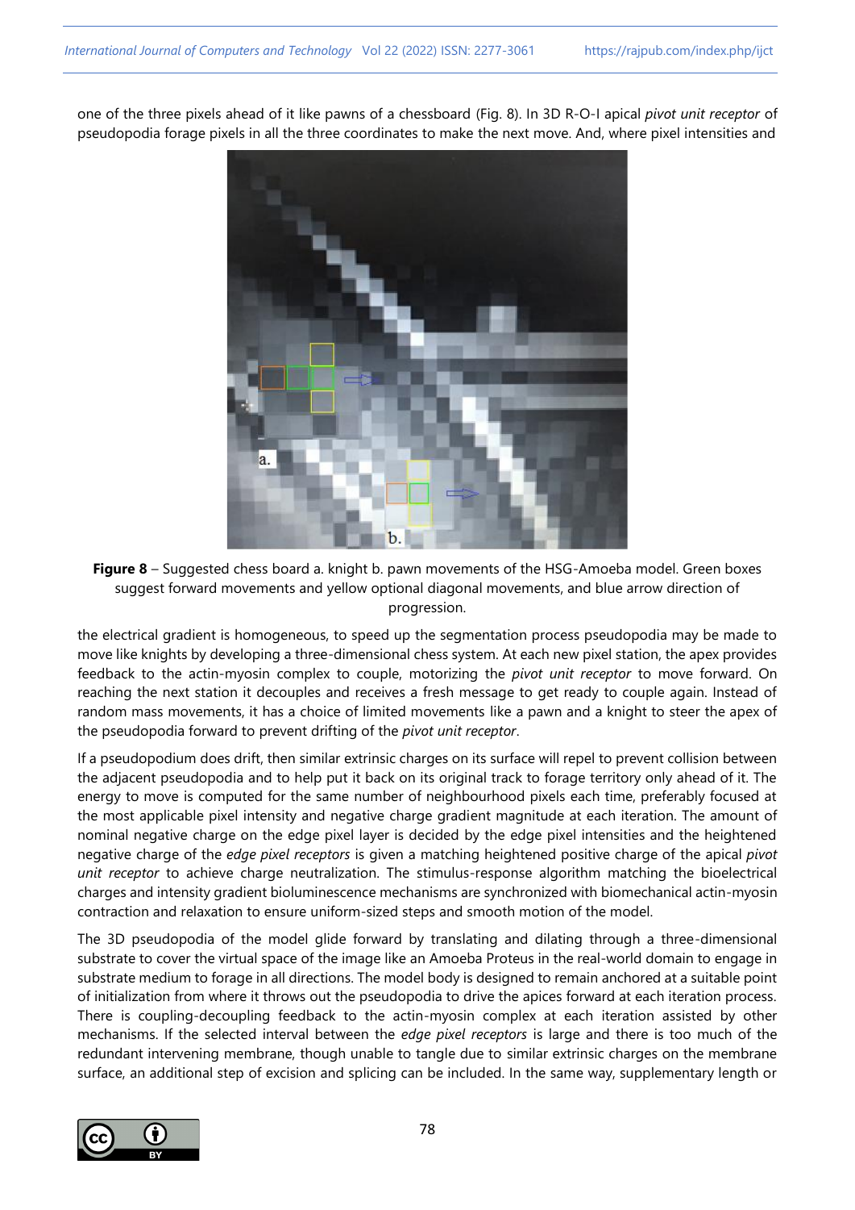one of the three pixels ahead of it like pawns of a chessboard (Fig. 8). In 3D R-O-I apical *pivot unit receptor* of pseudopodia forage pixels in all the three coordinates to make the next move. And, where pixel intensities and

**Figure 8** – Suggested chess board a. knight b. pawn movements of the HSG-Amoeba model. Green boxes suggest forward movements and yellow optional diagonal movements, and blue arrow direction of progression.

the electrical gradient is homogeneous, to speed up the segmentation process pseudopodia may be made to move like knights by developing a three-dimensional chess system. At each new pixel station, the apex provides feedback to the actin-myosin complex to couple, motorizing the *pivot unit receptor* to move forward. On reaching the next station it decouples and receives a fresh message to get ready to couple again. Instead of random mass movements, it has a choice of limited movements like a pawn and a knight to steer the apex of the pseudopodia forward to prevent drifting of the *pivot unit receptor*.

If a pseudopodium does drift, then similar extrinsic charges on its surface will repel to prevent collision between the adjacent pseudopodia and to help put it back on its original track to forage territory only ahead of it. The energy to move is computed for the same number of neighbourhood pixels each time, preferably focused at the most applicable pixel intensity and negative charge gradient magnitude at each iteration. The amount of nominal negative charge on the edge pixel layer is decided by the edge pixel intensities and the heightened negative charge of the *edge pixel receptors* is given a matching heightened positive charge of the apical *pivot unit receptor* to achieve charge neutralization. The stimulus-response algorithm matching the bioelectrical charges and intensity gradient bioluminescence mechanisms are synchronized with biomechanical actin-myosin contraction and relaxation to ensure uniform-sized steps and smooth motion of the model.

The 3D pseudopodia of the model glide forward by translating and dilating through a three-dimensional substrate to cover the virtual space of the image like an Amoeba Proteus in the real-world domain to engage in substrate medium to forage in all directions. The model body is designed to remain anchored at a suitable point of initialization from where it throws out the pseudopodia to drive the apices forward at each iteration process. There is coupling-decoupling feedback to the actin-myosin complex at each iteration assisted by other mechanisms. If the selected interval between the *edge pixel receptors* is large and there is too much of the redundant intervening membrane, though unable to tangle due to similar extrinsic charges on the membrane surface, an additional step of excision and splicing can be included. In the same way, supplementary length or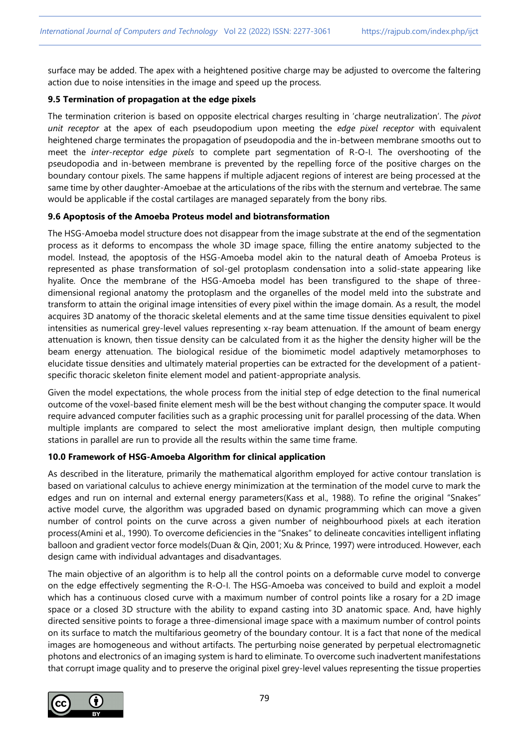surface may be added. The apex with a heightened positive charge may be adjusted to overcome the faltering action due to noise intensities in the image and speed up the process.

### 9.5 Termination of propagation at the edge pixels

The termination criterion is based on opposite electrical charges resulting in 'charge neutralization'. The *pivot unit receptor* at the apex of each pseudopodium upon meeting the *edge pixel receptor* with equivalent heightened charge terminates the propagation of pseudopodia and the in-between membrane smooths out to meet the *inter-receptor edge pixels* to complete part segmentation of R-O-I. The overshooting of the pseudopodia and in-between membrane is prevented by the repelling force of the positive charges on the boundary contour pixels. The same happens if multiple adjacent regions of interest are being processed at the same time by other daughter-Amoebae at the articulations of the ribs with the sternum and vertebrae. The same would be applicable if the costal cartilages are managed separately from the bony ribs.

### 9.6 Apoptosis of the Amoeba Proteus model and biotransformation

The HSG-Amoeba model structure does not disappear from the image substrate at the end of the segmentation process as it deforms to encompass the whole 3D image space, filling the entire anatomy subjected to the model. Instead, the apoptosis of the HSG-Amoeba model akin to the natural death of Amoeba Proteus is represented as phase transformation of sol-gel protoplasm condensation into a solid-state appearing like hyalite. Once the membrane of the HSG-Amoeba model has been transfigured to the shape of three-dimensional regional anatomy the protoplasm and the organelles of the model meld into the substrate and transform to attain the original image intensities of every pixel within the image domain. As a result, the model acquires 3D anatomy of the thoracic skeletal elements and at the same time tissue densities equivalent to pixel intensities as numerical grey-level values representing x-ray beam attenuation. If the amount of beam energy attenuation is known, then tissue density can be calculated from it as the higher the density higher will be the beam energy attenuation. The biological residue of the biomimetic model adaptively metamorphoses to elucidate tissue densities and ultimately material properties can be extracted for the development of a patient-specific thoracic skeleton finite element model and patient-appropriate analysis.

Given the model expectations, the whole process from the initial step of edge detection to the final numerical outcome of the voxel-based finite element mesh will be the best without changing the computer space. It would require advanced computer facilities such as a graphic processing unit for parallel processing of the data. When multiple implants are compared to select the most ameliorative implant design, then multiple computing stations in parallel are run to provide all the results within the same time frame.

## 10.0 Framework of HSG-Amoeba Algorithm for clinical application

As described in the literature, primarily the mathematical algorithm employed for active contour translation is based on variational calculus to achieve energy minimization at the termination of the model curve to mark the edges and run on internal and external energy parameters(Kass et al., 1988). To refine the original "Snakes" active model curve, the algorithm was upgraded based on dynamic programming which can move a given number of control points on the curve across a given number of neighbourhood pixels at each iteration process(Amini et al., 1990). To overcome deficiencies in the "Snakes" to delineate concavities intelligent inflating balloon and gradient vector force models(Duan & Qin, 2001; Xu & Prince, 1997) were introduced. However, each design came with individual advantages and disadvantages.

The main objective of an algorithm is to help all the control points on a deformable curve model to converge on the edge effectively segmenting the R-O-I. The HSG-Amoeba was conceived to build and exploit a model which has a continuous closed curve with a maximum number of control points like a rosary for a 2D image space or a closed 3D structure with the ability to expand casting into 3D anatomic space. And, have highly directed sensitive points to forage a three-dimensional image space with a maximum number of control points on its surface to match the multifarious geometry of the boundary contour. It is a fact that none of the medical images are homogeneous and without artifacts. The perturbing noise generated by perpetual electromagnetic photons and electronics of an imaging system is hard to eliminate. To overcome such inadvertent manifestations that corrupt image quality and to preserve the original pixel grey-level values representing the tissue properties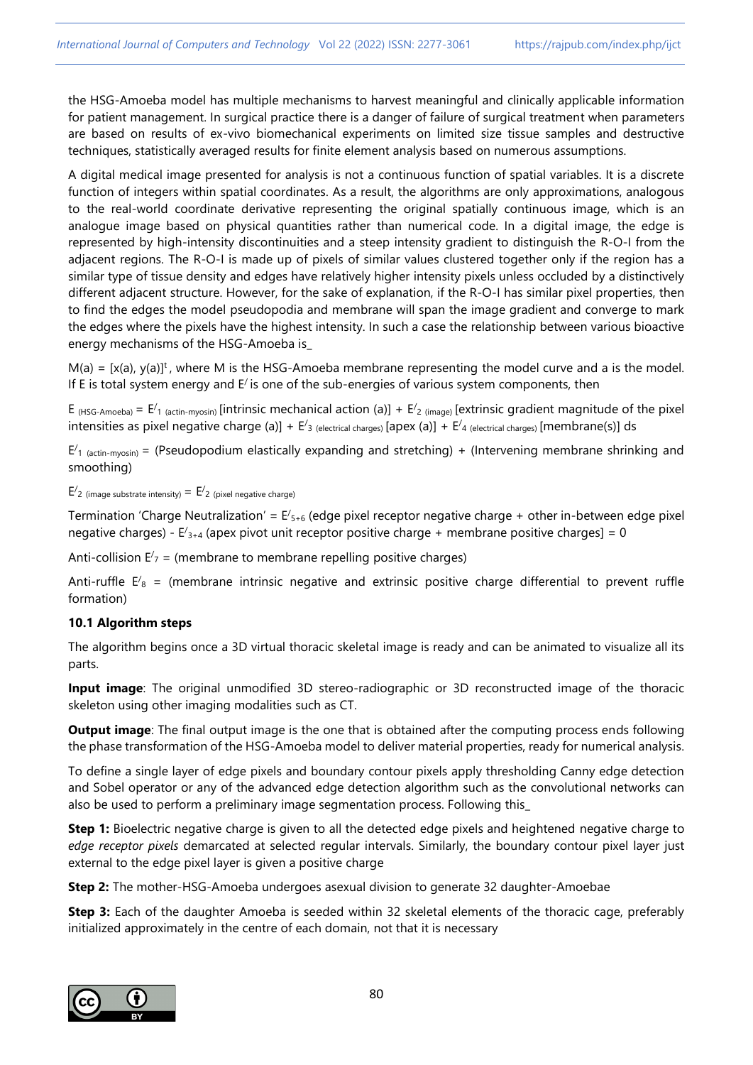the HSG-Amoeba model has multiple mechanisms to harvest meaningful and clinically applicable information for patient management. In surgical practice there is a danger of failure of surgical treatment when parameters are based on results of ex-vivo biomechanical experiments on limited size tissue samples and destructive techniques, statistically averaged results for finite element analysis based on numerous assumptions.

A digital medical image presented for analysis is not a continuous function of spatial variables. It is a discrete function of integers within spatial coordinates. As a result, the algorithms are only approximations, analogous to the real-world coordinate derivative representing the original spatially continuous image, which is an analogue image based on physical quantities rather than numerical code. In a digital image, the edge is represented by high-intensity discontinuities and a steep intensity gradient to distinguish the R-O-I from the adjacent regions. The R-O-I is made up of pixels of similar values clustered together only if the region has a similar type of tissue density and edges have relatively higher intensity pixels unless occluded by a distinctively different adjacent structure. However, for the sake of explanation, if the R-O-I has similar pixel properties, then to find the edges the model pseudopodia and membrane will span the image gradient and converge to mark the edges where the pixels have the highest intensity. In such a case the relationship between various bioactive energy mechanisms of the HSG-Amoeba is_

$M(a) = [x(a), y(a)]^t$, where M is the HSG-Amoeba membrane representing the model curve and a is the model. If E is total system energy and $E^{/}$ is one of the sub-energies of various system components, then

$E_{\text{(HSG-Amoeba)}} = E^{/}_{1\ \text{(actin-myosin)}}$ [intrinsic mechanical action (a)] + $E^{/}_{2\ \text{(image)}}$ [extrinsic gradient magnitude of the pixel intensities as pixel negative charge (a)] + $E^{/}_{3\ \text{(electrical charges)}}$ [apex (a)] + $E^{/}_{4\ \text{(electrical charges)}}$ [membrane(s)] ds

$E^{/}_{1\ \text{(actin-myosin)}}$ = (Pseudopodium elastically expanding and stretching) + (Intervening membrane shrinking and smoothing)

$E^{/}_{2\ \text{(image substrate intensity)}} = E^{/}_{2\ \text{(pixel negative charge)}}$

Termination 'Charge Neutralization' = $E^{/}_{5+6}$ (edge pixel receptor negative charge + other in-between edge pixel negative charges) - $E^{/}_{3+4}$ (apex pivot unit receptor positive charge + membrane positive charges] = 0

Anti-collision $E^{/}_{7}$ = (membrane to membrane repelling positive charges)

Anti-ruffle $E^{/}_{8}$ = (membrane intrinsic negative and extrinsic positive charge differential to prevent ruffle formation)

### 10.1 Algorithm steps

The algorithm begins once a 3D virtual thoracic skeletal image is ready and can be animated to visualize all its parts.

**Input image**: The original unmodified 3D stereo-radiographic or 3D reconstructed image of the thoracic skeleton using other imaging modalities such as CT.

**Output image**: The final output image is the one that is obtained after the computing process ends following the phase transformation of the HSG-Amoeba model to deliver material properties, ready for numerical analysis.

To define a single layer of edge pixels and boundary contour pixels apply thresholding Canny edge detection and Sobel operator or any of the advanced edge detection algorithm such as the convolutional networks can also be used to perform a preliminary image segmentation process. Following this_

**Step 1:** Bioelectric negative charge is given to all the detected edge pixels and heightened negative charge to *edge receptor pixels* demarcated at selected regular intervals. Similarly, the boundary contour pixel layer just external to the edge pixel layer is given a positive charge

**Step 2:** The mother-HSG-Amoeba undergoes asexual division to generate 32 daughter-Amoebae

**Step 3:** Each of the daughter Amoeba is seeded within 32 skeletal elements of the thoracic cage, preferably initialized approximately in the centre of each domain, not that it is necessary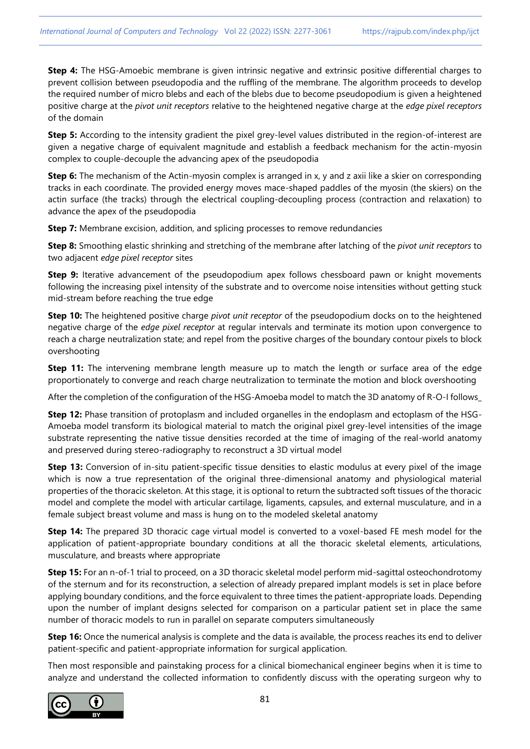**Step 4:** The HSG-Amoebic membrane is given intrinsic negative and extrinsic positive differential charges to prevent collision between pseudopodia and the ruffling of the membrane. The algorithm proceeds to develop the required number of micro blebs and each of the blebs due to become pseudopodium is given a heightened positive charge at the *pivot unit receptors* relative to the heightened negative charge at the *edge pixel receptors* of the domain

**Step 5:** According to the intensity gradient the pixel grey-level values distributed in the region-of-interest are given a negative charge of equivalent magnitude and establish a feedback mechanism for the actin-myosin complex to couple-decouple the advancing apex of the pseudopodia

**Step 6:** The mechanism of the Actin-myosin complex is arranged in x, y and z axii like a skier on corresponding tracks in each coordinate. The provided energy moves mace-shaped paddles of the myosin (the skiers) on the actin surface (the tracks) through the electrical coupling-decoupling process (contraction and relaxation) to advance the apex of the pseudopodia

**Step 7:** Membrane excision, addition, and splicing processes to remove redundancies

**Step 8:** Smoothing elastic shrinking and stretching of the membrane after latching of the *pivot unit receptors* to two adjacent *edge pixel receptor* sites

**Step 9:** Iterative advancement of the pseudopodium apex follows chessboard pawn or knight movements following the increasing pixel intensity of the substrate and to overcome noise intensities without getting stuck mid-stream before reaching the true edge

**Step 10:** The heightened positive charge *pivot unit receptor* of the pseudopodium docks on to the heightened negative charge of the *edge pixel receptor* at regular intervals and terminate its motion upon convergence to reach a charge neutralization state; and repel from the positive charges of the boundary contour pixels to block overshooting

**Step 11:** The intervening membrane length measure up to match the length or surface area of the edge proportionately to converge and reach charge neutralization to terminate the motion and block overshooting

After the completion of the configuration of the HSG-Amoeba model to match the 3D anatomy of R-O-I follows_

**Step 12:** Phase transition of protoplasm and included organelles in the endoplasm and ectoplasm of the HSG-Amoeba model transform its biological material to match the original pixel grey-level intensities of the image substrate representing the native tissue densities recorded at the time of imaging of the real-world anatomy and preserved during stereo-radiography to reconstruct a 3D virtual model

**Step 13:** Conversion of in-situ patient-specific tissue densities to elastic modulus at every pixel of the image which is now a true representation of the original three-dimensional anatomy and physiological material properties of the thoracic skeleton. At this stage, it is optional to return the subtracted soft tissues of the thoracic model and complete the model with articular cartilage, ligaments, capsules, and external musculature, and in a female subject breast volume and mass is hung on to the modeled skeletal anatomy

**Step 14:** The prepared 3D thoracic cage virtual model is converted to a voxel-based FE mesh model for the application of patient-appropriate boundary conditions at all the thoracic skeletal elements, articulations, musculature, and breasts where appropriate

**Step 15:** For an n-of-1 trial to proceed, on a 3D thoracic skeletal model perform mid-sagittal osteochondrotomy of the sternum and for its reconstruction, a selection of already prepared implant models is set in place before applying boundary conditions, and the force equivalent to three times the patient-appropriate loads. Depending upon the number of implant designs selected for comparison on a particular patient set in place the same number of thoracic models to run in parallel on separate computers simultaneously

**Step 16:** Once the numerical analysis is complete and the data is available, the process reaches its end to deliver patient-specific and patient-appropriate information for surgical application.

Then most responsible and painstaking process for a clinical biomechanical engineer begins when it is time to analyze and understand the collected information to confidently discuss with the operating surgeon why to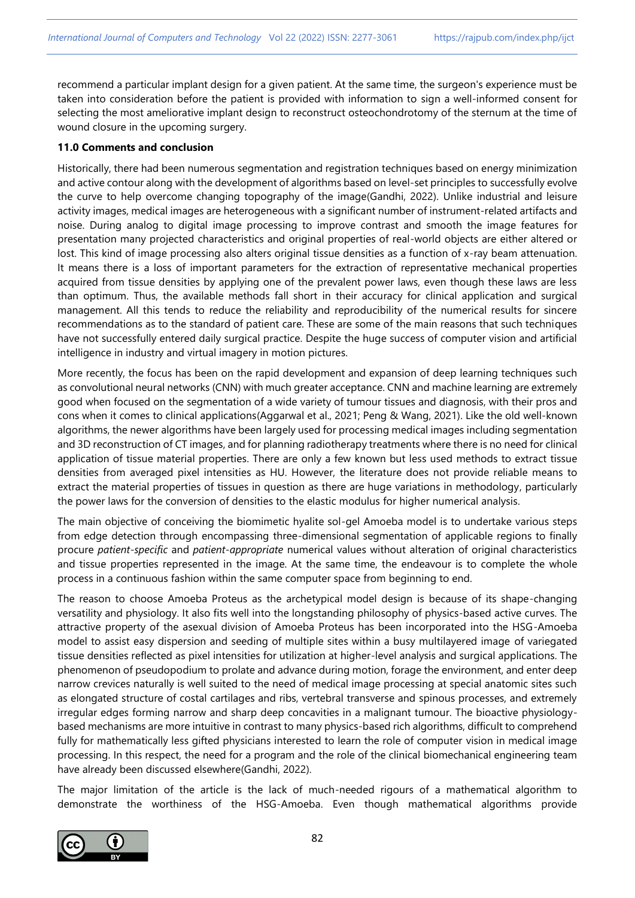recommend a particular implant design for a given patient. At the same time, the surgeon's experience must be taken into consideration before the patient is provided with information to sign a well-informed consent for selecting the most ameliorative implant design to reconstruct osteochondrotomy of the sternum at the time of wound closure in the upcoming surgery.

**11.0 Comments and conclusion**

Historically, there had been numerous segmentation and registration techniques based on energy minimization and active contour along with the development of algorithms based on level-set principles to successfully evolve the curve to help overcome changing topography of the image(Gandhi, 2022). Unlike industrial and leisure activity images, medical images are heterogeneous with a significant number of instrument-related artifacts and noise. During analog to digital image processing to improve contrast and smooth the image features for presentation many projected characteristics and original properties of real-world objects are either altered or lost. This kind of image processing also alters original tissue densities as a function of x-ray beam attenuation. It means there is a loss of important parameters for the extraction of representative mechanical properties acquired from tissue densities by applying one of the prevalent power laws, even though these laws are less than optimum. Thus, the available methods fall short in their accuracy for clinical application and surgical management. All this tends to reduce the reliability and reproducibility of the numerical results for sincere recommendations as to the standard of patient care. These are some of the main reasons that such techniques have not successfully entered daily surgical practice. Despite the huge success of computer vision and artificial intelligence in industry and virtual imagery in motion pictures.

More recently, the focus has been on the rapid development and expansion of deep learning techniques such as convolutional neural networks (CNN) with much greater acceptance. CNN and machine learning are extremely good when focused on the segmentation of a wide variety of tumour tissues and diagnosis, with their pros and cons when it comes to clinical applications(Aggarwal et al., 2021; Peng & Wang, 2021). Like the old well-known algorithms, the newer algorithms have been largely used for processing medical images including segmentation and 3D reconstruction of CT images, and for planning radiotherapy treatments where there is no need for clinical application of tissue material properties. There are only a few known but less used methods to extract tissue densities from averaged pixel intensities as HU. However, the literature does not provide reliable means to extract the material properties of tissues in question as there are huge variations in methodology, particularly the power laws for the conversion of densities to the elastic modulus for higher numerical analysis.

The main objective of conceiving the biomimetic hyalite sol-gel Amoeba model is to undertake various steps from edge detection through encompassing three-dimensional segmentation of applicable regions to finally procure *patient-specific* and *patient-appropriate* numerical values without alteration of original characteristics and tissue properties represented in the image. At the same time, the endeavour is to complete the whole process in a continuous fashion within the same computer space from beginning to end.

The reason to choose Amoeba Proteus as the archetypical model design is because of its shape-changing versatility and physiology. It also fits well into the longstanding philosophy of physics-based active curves. The attractive property of the asexual division of Amoeba Proteus has been incorporated into the HSG-Amoeba model to assist easy dispersion and seeding of multiple sites within a busy multilayered image of variegated tissue densities reflected as pixel intensities for utilization at higher-level analysis and surgical applications. The phenomenon of pseudopodium to prolate and advance during motion, forage the environment, and enter deep narrow crevices naturally is well suited to the need of medical image processing at special anatomic sites such as elongated structure of costal cartilages and ribs, vertebral transverse and spinous processes, and extremely irregular edges forming narrow and sharp deep concavities in a malignant tumour. The bioactive physiology-based mechanisms are more intuitive in contrast to many physics-based rich algorithms, difficult to comprehend fully for mathematically less gifted physicians interested to learn the role of computer vision in medical image processing. In this respect, the need for a program and the role of the clinical biomechanical engineering team have already been discussed elsewhere(Gandhi, 2022).

The major limitation of the article is the lack of much-needed rigours of a mathematical algorithm to demonstrate the worthiness of the HSG-Amoeba. Even though mathematical algorithms provide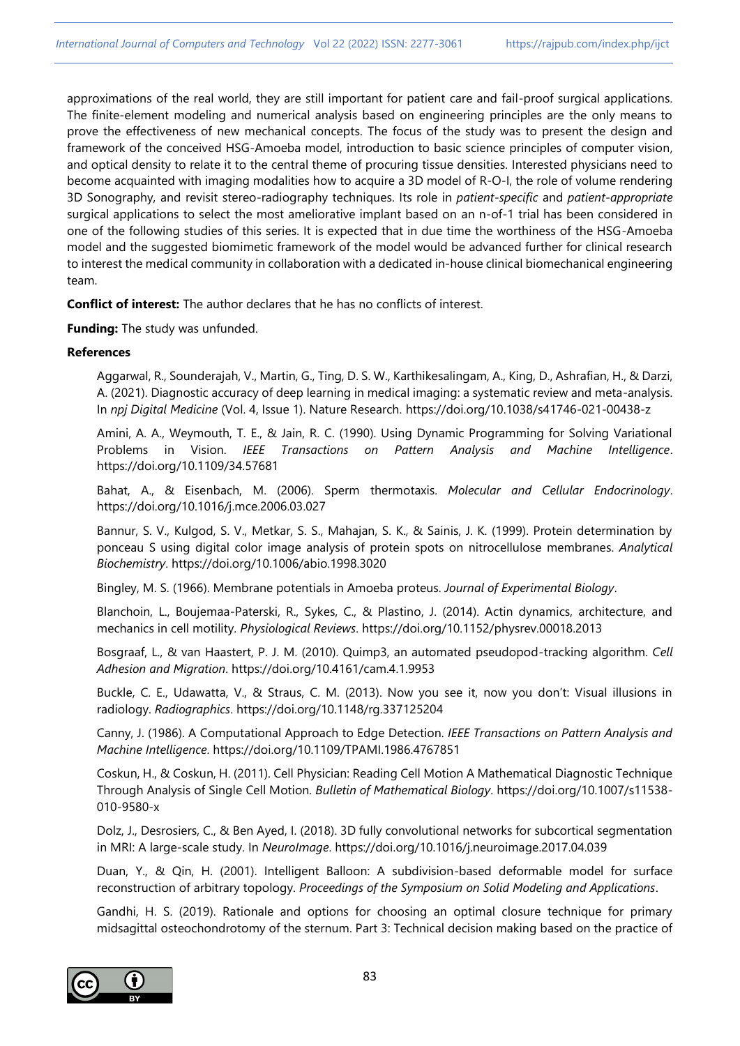approximations of the real world, they are still important for patient care and fail-proof surgical applications. The finite-element modeling and numerical analysis based on engineering principles are the only means to prove the effectiveness of new mechanical concepts. The focus of the study was to present the design and framework of the conceived HSG-Amoeba model, introduction to basic science principles of computer vision, and optical density to relate it to the central theme of procuring tissue densities. Interested physicians need to become acquainted with imaging modalities how to acquire a 3D model of R-O-I, the role of volume rendering 3D Sonography, and revisit stereo-radiography techniques. Its role in *patient-specific* and *patient-appropriate* surgical applications to select the most ameliorative implant based on an n-of-1 trial has been considered in one of the following studies of this series. It is expected that in due time the worthiness of the HSG-Amoeba model and the suggested biomimetic framework of the model would be advanced further for clinical research to interest the medical community in collaboration with a dedicated in-house clinical biomechanical engineering team.

**Conflict of interest:** The author declares that he has no conflicts of interest.

**Funding:** The study was unfunded.

**References**

Aggarwal, R., Sounderajah, V., Martin, G., Ting, D. S. W., Karthikesalingam, A., King, D., Ashrafian, H., & Darzi, A. (2021). Diagnostic accuracy of deep learning in medical imaging: a systematic review and meta-analysis. In *npj Digital Medicine* (Vol. 4, Issue 1). Nature Research. https://doi.org/10.1038/s41746-021-00438-z

Amini, A. A., Weymouth, T. E., & Jain, R. C. (1990). Using Dynamic Programming for Solving Variational Problems in Vision. *IEEE Transactions on Pattern Analysis and Machine Intelligence*. https://doi.org/10.1109/34.57681

Bahat, A., & Eisenbach, M. (2006). Sperm thermotaxis. *Molecular and Cellular Endocrinology*. https://doi.org/10.1016/j.mce.2006.03.027

Bannur, S. V., Kulgod, S. V., Metkar, S. S., Mahajan, S. K., & Sainis, J. K. (1999). Protein determination by ponceau S using digital color image analysis of protein spots on nitrocellulose membranes. *Analytical Biochemistry*. https://doi.org/10.1006/abio.1998.3020

Bingley, M. S. (1966). Membrane potentials in Amoeba proteus. *Journal of Experimental Biology*.

Blanchoin, L., Boujemaa-Paterski, R., Sykes, C., & Plastino, J. (2014). Actin dynamics, architecture, and mechanics in cell motility. *Physiological Reviews*. https://doi.org/10.1152/physrev.00018.2013

Bosgraaf, L., & van Haastert, P. J. M. (2010). Quimp3, an automated pseudopod-tracking algorithm. *Cell Adhesion and Migration*. https://doi.org/10.4161/cam.4.1.9953

Buckle, C. E., Udawatta, V., & Straus, C. M. (2013). Now you see it, now you don't: Visual illusions in radiology. *Radiographics*. https://doi.org/10.1148/rg.337125204

Canny, J. (1986). A Computational Approach to Edge Detection. *IEEE Transactions on Pattern Analysis and Machine Intelligence*. https://doi.org/10.1109/TPAMI.1986.4767851

Coskun, H., & Coskun, H. (2011). Cell Physician: Reading Cell Motion A Mathematical Diagnostic Technique Through Analysis of Single Cell Motion. *Bulletin of Mathematical Biology*. https://doi.org/10.1007/s11538-010-9580-x

Dolz, J., Desrosiers, C., & Ben Ayed, I. (2018). 3D fully convolutional networks for subcortical segmentation in MRI: A large-scale study. In *NeuroImage*. https://doi.org/10.1016/j.neuroimage.2017.04.039

Duan, Y., & Qin, H. (2001). Intelligent Balloon: A subdivision-based deformable model for surface reconstruction of arbitrary topology. *Proceedings of the Symposium on Solid Modeling and Applications*.

Gandhi, H. S. (2019). Rationale and options for choosing an optimal closure technique for primary midsagittal osteochondrotomy of the sternum. Part 3: Technical decision making based on the practice of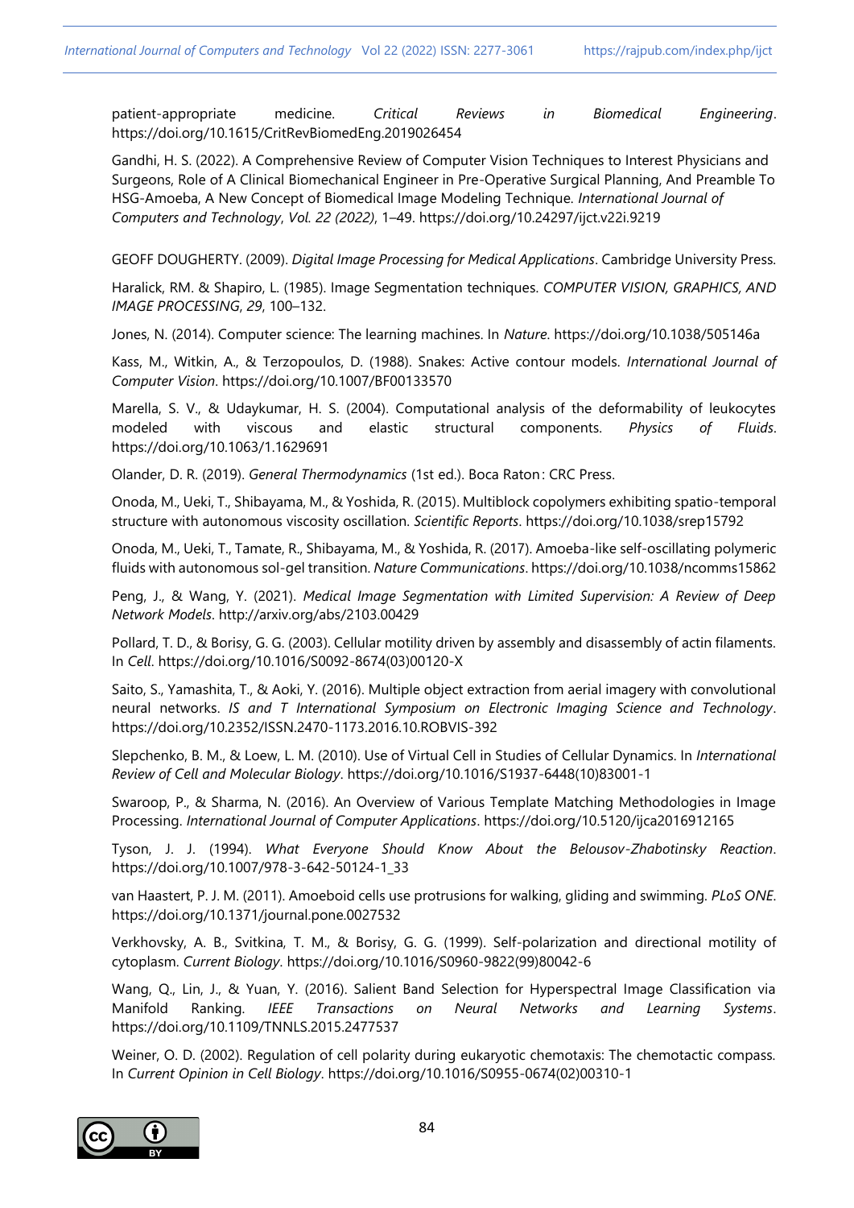patient-appropriate medicine. *Critical Reviews in Biomedical Engineering*. https://doi.org/10.1615/CritRevBiomedEng.2019026454

Gandhi, H. S. (2022). A Comprehensive Review of Computer Vision Techniques to Interest Physicians and Surgeons, Role of A Clinical Biomechanical Engineer in Pre-Operative Surgical Planning, And Preamble To HSG-Amoeba, A New Concept of Biomedical Image Modeling Technique. *International Journal of Computers and Technology*, *Vol. 22 (2022)*, 1–49. https://doi.org/10.24297/ijct.v22i.9219

GEOFF DOUGHERTY. (2009). *Digital Image Processing for Medical Applications*. Cambridge University Press.

Haralick, RM. & Shapiro, L. (1985). Image Segmentation techniques. *COMPUTER VISION, GRAPHICS, AND IMAGE PROCESSING*, *29*, 100–132.

Jones, N. (2014). Computer science: The learning machines. In *Nature*. https://doi.org/10.1038/505146a

Kass, M., Witkin, A., & Terzopoulos, D. (1988). Snakes: Active contour models. *International Journal of Computer Vision*. https://doi.org/10.1007/BF00133570

Marella, S. V., & Udaykumar, H. S. (2004). Computational analysis of the deformability of leukocytes modeled with viscous and elastic structural components. *Physics of Fluids*. https://doi.org/10.1063/1.1629691

Olander, D. R. (2019). *General Thermodynamics* (1st ed.). Boca Raton: CRC Press.

Onoda, M., Ueki, T., Shibayama, M., & Yoshida, R. (2015). Multiblock copolymers exhibiting spatio-temporal structure with autonomous viscosity oscillation. *Scientific Reports*. https://doi.org/10.1038/srep15792

Onoda, M., Ueki, T., Tamate, R., Shibayama, M., & Yoshida, R. (2017). Amoeba-like self-oscillating polymeric fluids with autonomous sol-gel transition. *Nature Communications*. https://doi.org/10.1038/ncomms15862

Peng, J., & Wang, Y. (2021). *Medical Image Segmentation with Limited Supervision: A Review of Deep Network Models*. http://arxiv.org/abs/2103.00429

Pollard, T. D., & Borisy, G. G. (2003). Cellular motility driven by assembly and disassembly of actin filaments. In *Cell*. https://doi.org/10.1016/S0092-8674(03)00120-X

Saito, S., Yamashita, T., & Aoki, Y. (2016). Multiple object extraction from aerial imagery with convolutional neural networks. *IS and T International Symposium on Electronic Imaging Science and Technology*. https://doi.org/10.2352/ISSN.2470-1173.2016.10.ROBVIS-392

Slepchenko, B. M., & Loew, L. M. (2010). Use of Virtual Cell in Studies of Cellular Dynamics. In *International Review of Cell and Molecular Biology*. https://doi.org/10.1016/S1937-6448(10)83001-1

Swaroop, P., & Sharma, N. (2016). An Overview of Various Template Matching Methodologies in Image Processing. *International Journal of Computer Applications*. https://doi.org/10.5120/ijca2016912165

Tyson, J. J. (1994). *What Everyone Should Know About the Belousov-Zhabotinsky Reaction*. https://doi.org/10.1007/978-3-642-50124-1_33

van Haastert, P. J. M. (2011). Amoeboid cells use protrusions for walking, gliding and swimming. *PLoS ONE*. https://doi.org/10.1371/journal.pone.0027532

Verkhovsky, A. B., Svitkina, T. M., & Borisy, G. G. (1999). Self-polarization and directional motility of cytoplasm. *Current Biology*. https://doi.org/10.1016/S0960-9822(99)80042-6

Wang, Q., Lin, J., & Yuan, Y. (2016). Salient Band Selection for Hyperspectral Image Classification via Manifold Ranking. *IEEE Transactions on Neural Networks and Learning Systems*. https://doi.org/10.1109/TNNLS.2015.2477537

Weiner, O. D. (2002). Regulation of cell polarity during eukaryotic chemotaxis: The chemotactic compass. In *Current Opinion in Cell Biology*. https://doi.org/10.1016/S0955-0674(02)00310-1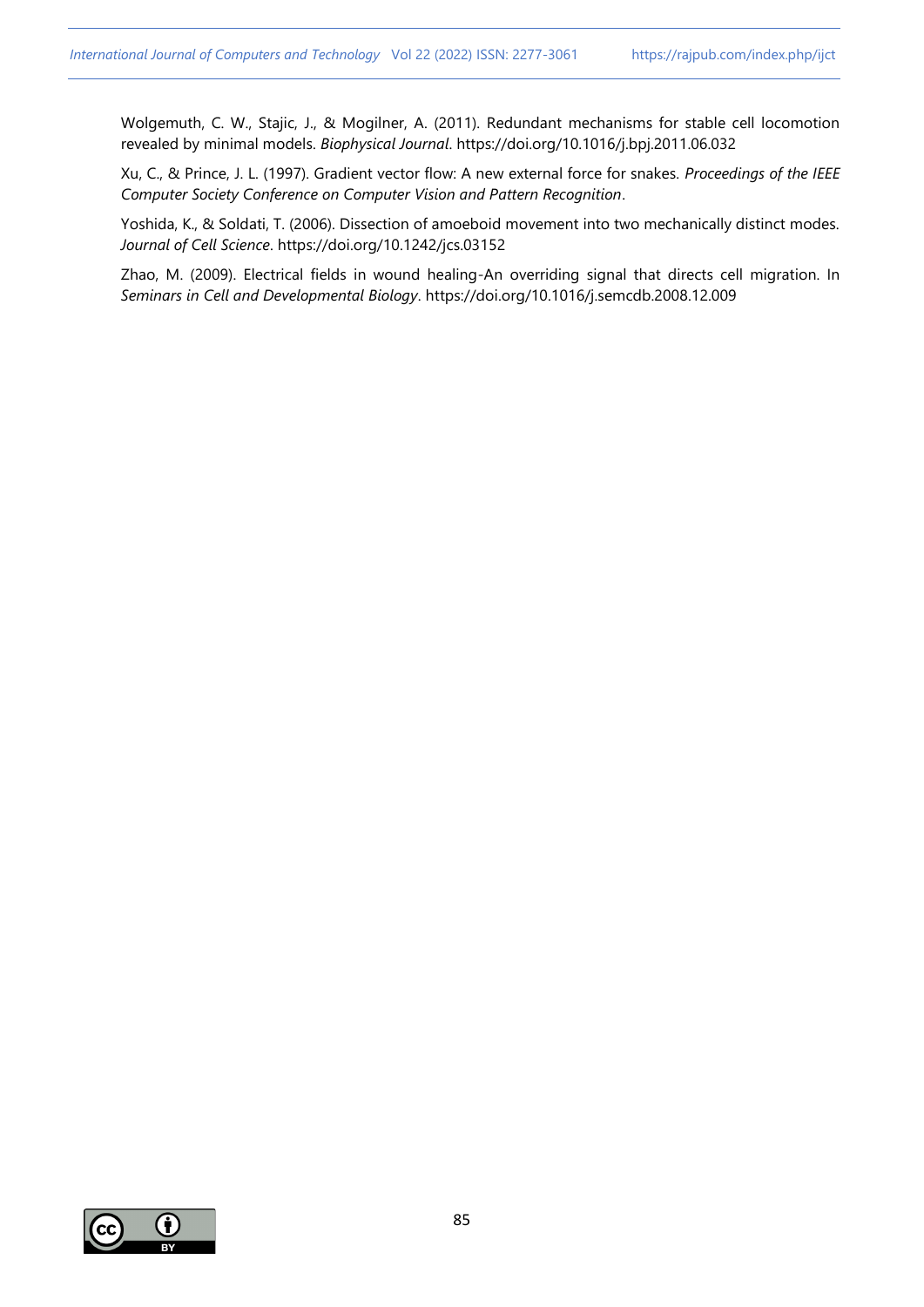Wolgemuth, C. W., Stajic, J., & Mogilner, A. (2011). Redundant mechanisms for stable cell locomotion revealed by minimal models. *Biophysical Journal*. https://doi.org/10.1016/j.bpj.2011.06.032

Xu, C., & Prince, J. L. (1997). Gradient vector flow: A new external force for snakes. *Proceedings of the IEEE Computer Society Conference on Computer Vision and Pattern Recognition*.

Yoshida, K., & Soldati, T. (2006). Dissection of amoeboid movement into two mechanically distinct modes. *Journal of Cell Science*. https://doi.org/10.1242/jcs.03152

Zhao, M. (2009). Electrical fields in wound healing-An overriding signal that directs cell migration. In *Seminars in Cell and Developmental Biology*. https://doi.org/10.1016/j.semcdb.2008.12.009